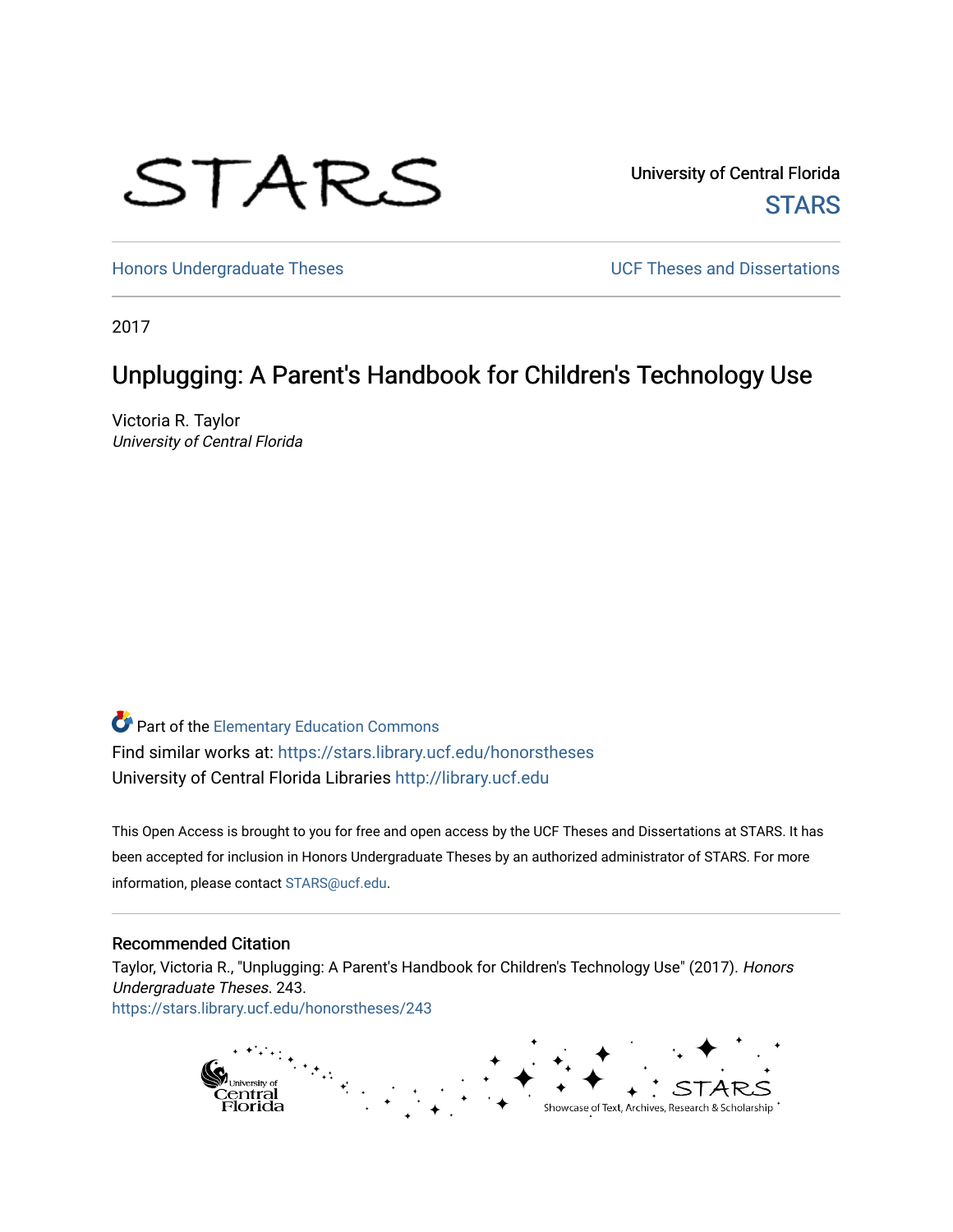STARS

University of Central Florida

STARS

Honors Undergraduate Theses

UCF Theses and Dissertations

2017

# Unplugging: A Parent's Handbook for Children's Technology Use

Victoria R. Taylor
*University of Central Florida*

Part of the Elementary Education Commons

Find similar works at: https://stars.library.ucf.edu/honorstheses

University of Central Florida Libraries http://library.ucf.edu

This Open Access is brought to you for free and open access by the UCF Theses and Dissertations at STARS. It has been accepted for inclusion in Honors Undergraduate Theses by an authorized administrator of STARS. For more information, please contact STARS@ucf.edu.

## Recommended Citation

Taylor, Victoria R., "Unplugging: A Parent's Handbook for Children's Technology Use" (2017). *Honors Undergraduate Theses*. 243.
https://stars.library.ucf.edu/honorstheses/243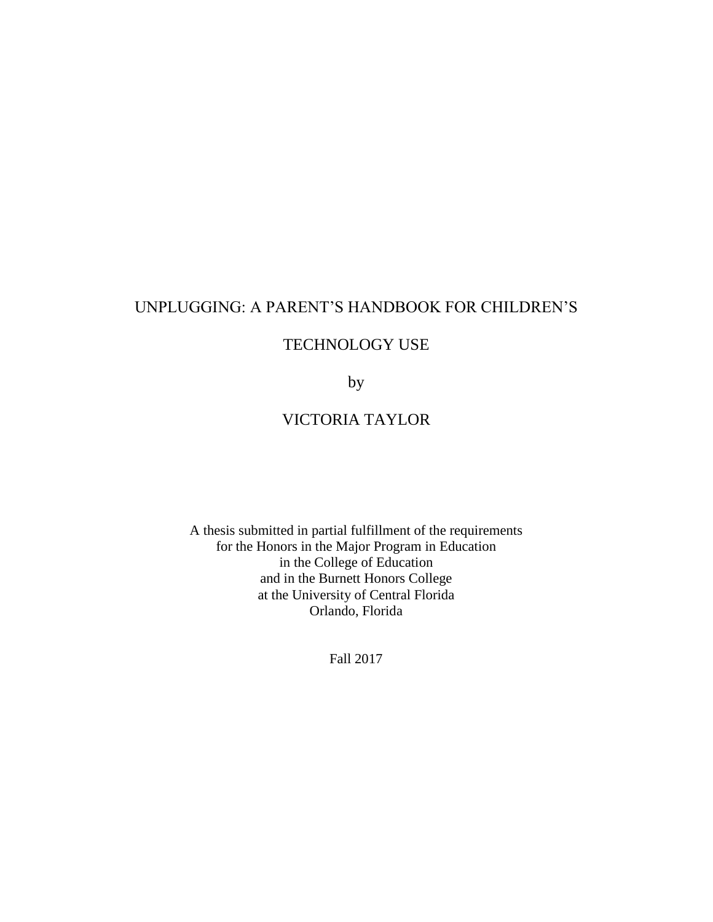# UNPLUGGING: A PARENT'S HANDBOOK FOR CHILDREN'S TECHNOLOGY USE

by

VICTORIA TAYLOR

A thesis submitted in partial fulfillment of the requirements
for the Honors in the Major Program in Education
in the College of Education
and in the Burnett Honors College
at the University of Central Florida
Orlando, Florida

Fall 2017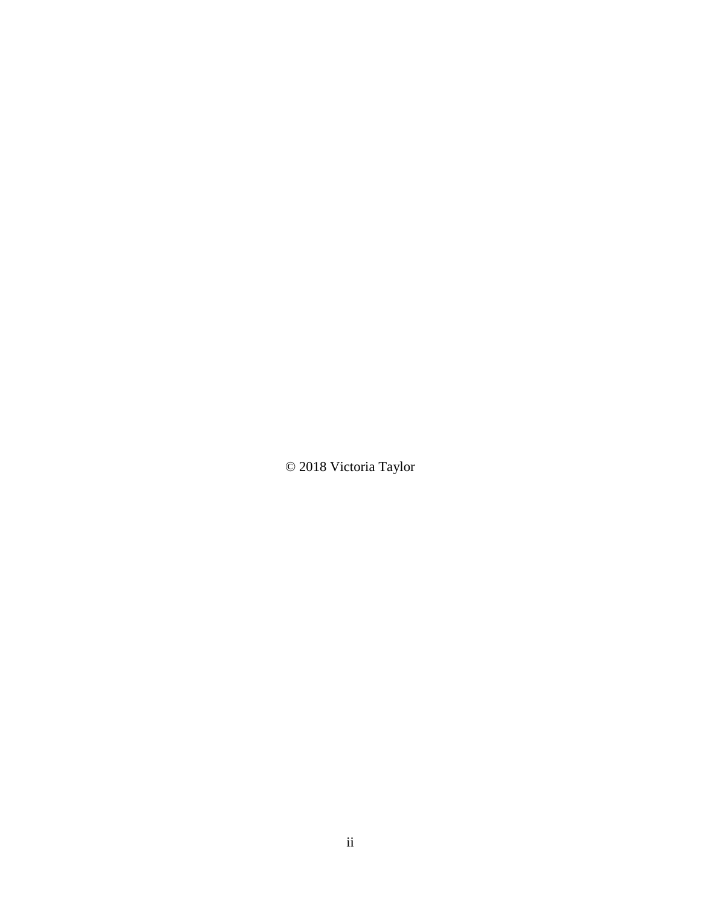© 2018 Victoria Taylor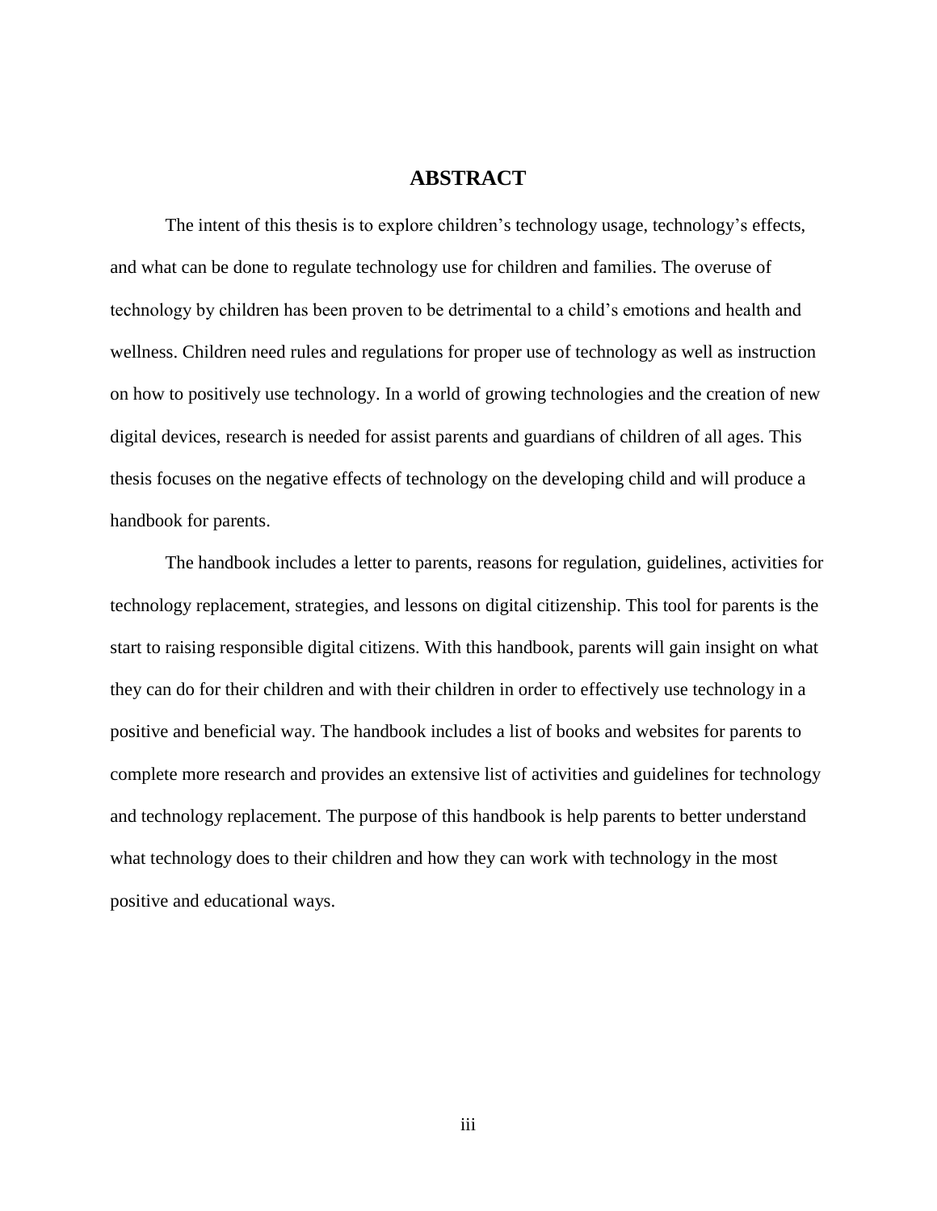# ABSTRACT

The intent of this thesis is to explore children's technology usage, technology's effects, and what can be done to regulate technology use for children and families. The overuse of technology by children has been proven to be detrimental to a child's emotions and health and wellness. Children need rules and regulations for proper use of technology as well as instruction on how to positively use technology. In a world of growing technologies and the creation of new digital devices, research is needed for assist parents and guardians of children of all ages. This thesis focuses on the negative effects of technology on the developing child and will produce a handbook for parents.

The handbook includes a letter to parents, reasons for regulation, guidelines, activities for technology replacement, strategies, and lessons on digital citizenship. This tool for parents is the start to raising responsible digital citizens. With this handbook, parents will gain insight on what they can do for their children and with their children in order to effectively use technology in a positive and beneficial way. The handbook includes a list of books and websites for parents to complete more research and provides an extensive list of activities and guidelines for technology and technology replacement. The purpose of this handbook is help parents to better understand what technology does to their children and how they can work with technology in the most positive and educational ways.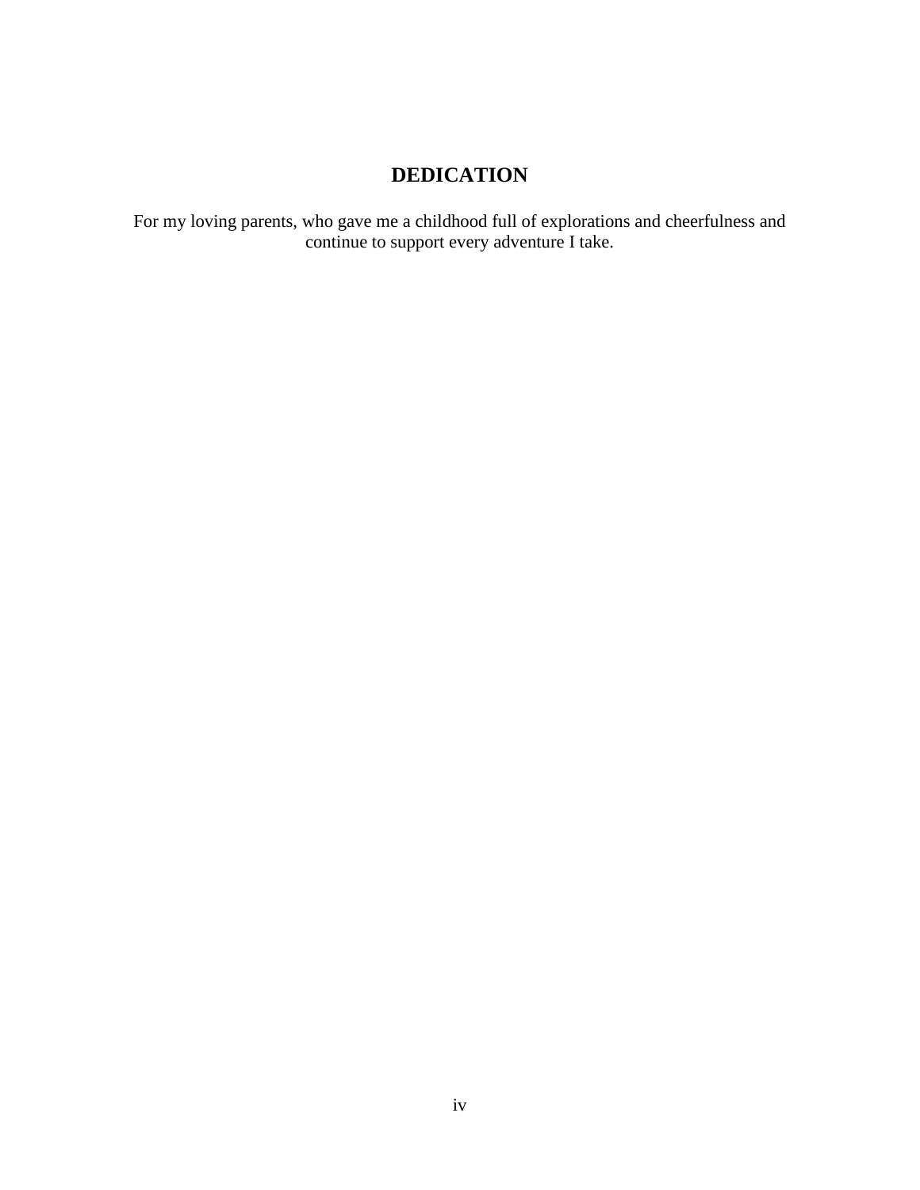# DEDICATION

For my loving parents, who gave me a childhood full of explorations and cheerfulness and continue to support every adventure I take.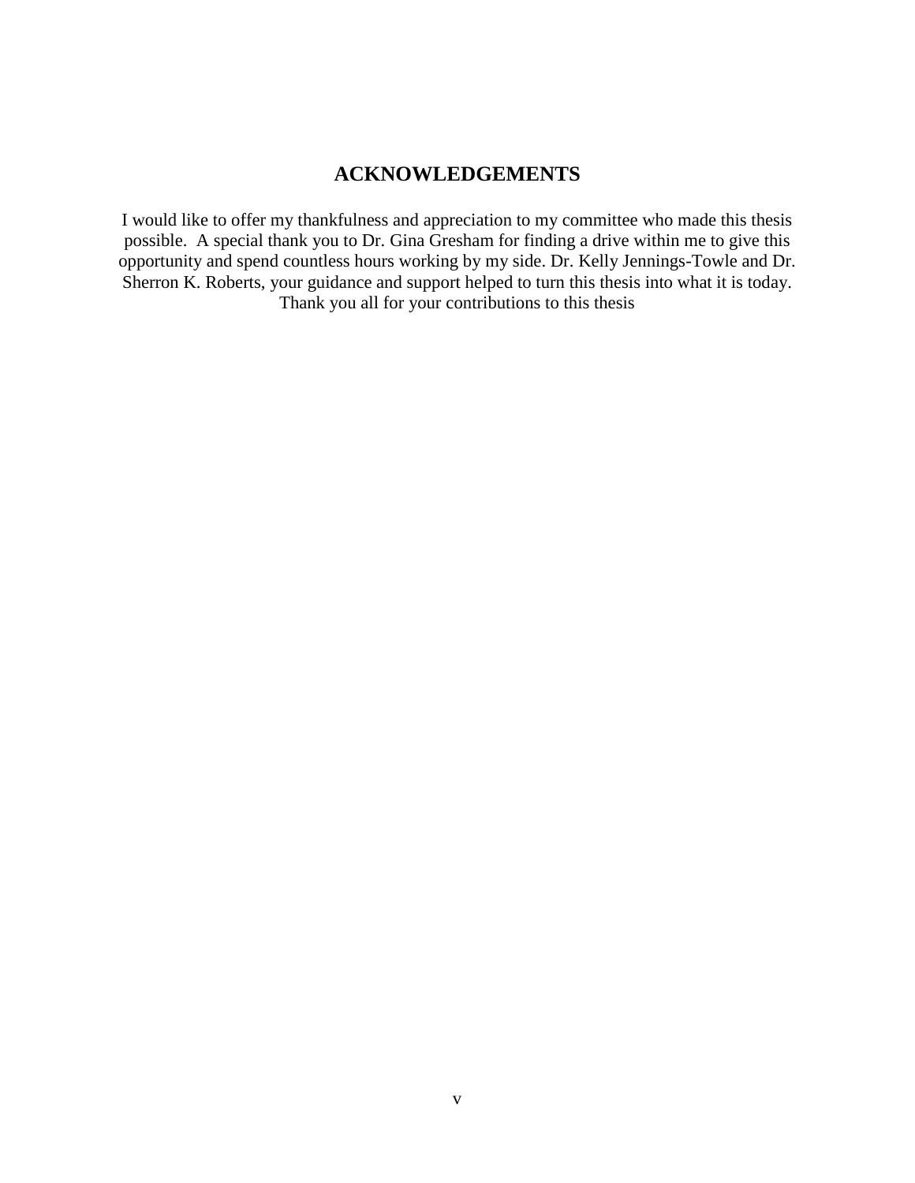## ACKNOWLEDGEMENTS

I would like to offer my thankfulness and appreciation to my committee who made this thesis possible. A special thank you to Dr. Gina Gresham for finding a drive within me to give this opportunity and spend countless hours working by my side. Dr. Kelly Jennings-Towle and Dr. Sherron K. Roberts, your guidance and support helped to turn this thesis into what it is today. Thank you all for your contributions to this thesis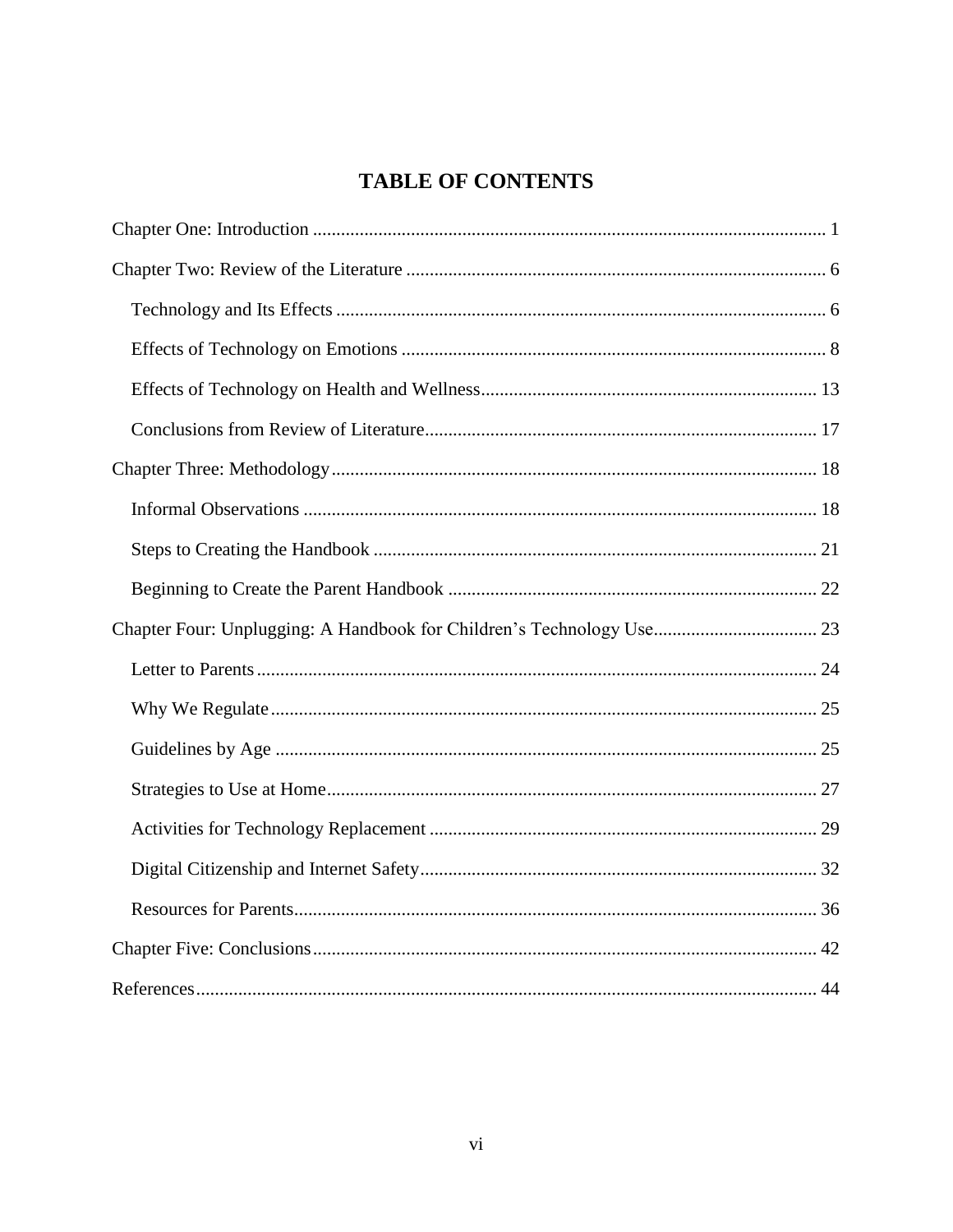# TABLE OF CONTENTS

Chapter One: Introduction ... 1

Chapter Two: Review of the Literature ... 6

- Technology and Its Effects ... 6
- Effects of Technology on Emotions ... 8
- Effects of Technology on Health and Wellness ... 13
- Conclusions from Review of Literature ... 17

Chapter Three: Methodology ... 18

- Informal Observations ... 18
- Steps to Creating the Handbook ... 21
- Beginning to Create the Parent Handbook ... 22

Chapter Four: Unplugging: A Handbook for Children's Technology Use ... 23

- Letter to Parents ... 24
- Why We Regulate ... 25
- Guidelines by Age ... 25
- Strategies to Use at Home ... 27
- Activities for Technology Replacement ... 29
- Digital Citizenship and Internet Safety ... 32
- Resources for Parents ... 36

Chapter Five: Conclusions ... 42

References ... 44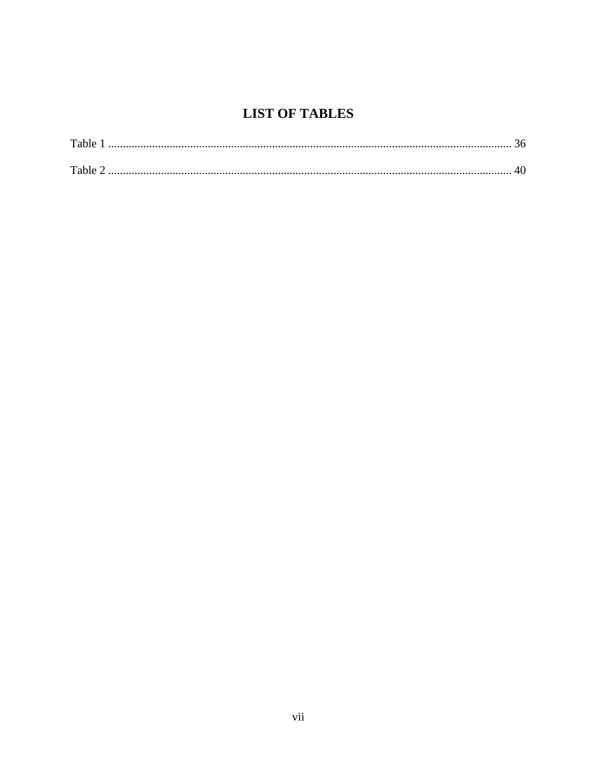# LIST OF TABLES

Table 1 ........................................................................................................................................ 36

Table 2 ........................................................................................................................................ 40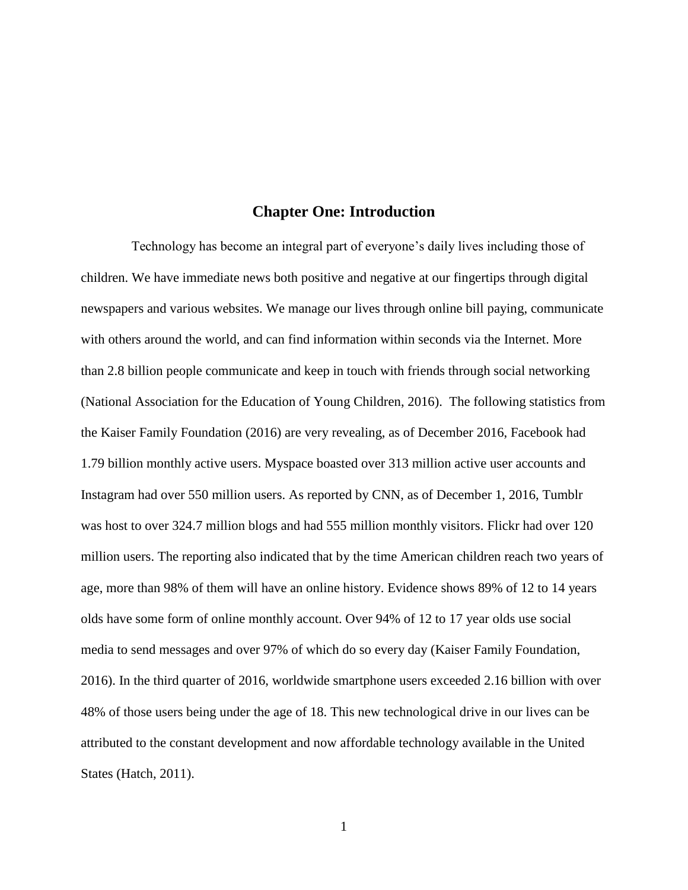# Chapter One: Introduction

Technology has become an integral part of everyone's daily lives including those of children. We have immediate news both positive and negative at our fingertips through digital newspapers and various websites. We manage our lives through online bill paying, communicate with others around the world, and can find information within seconds via the Internet. More than 2.8 billion people communicate and keep in touch with friends through social networking (National Association for the Education of Young Children, 2016). The following statistics from the Kaiser Family Foundation (2016) are very revealing, as of December 2016, Facebook had 1.79 billion monthly active users. Myspace boasted over 313 million active user accounts and Instagram had over 550 million users. As reported by CNN, as of December 1, 2016, Tumblr was host to over 324.7 million blogs and had 555 million monthly visitors. Flickr had over 120 million users. The reporting also indicated that by the time American children reach two years of age, more than 98% of them will have an online history. Evidence shows 89% of 12 to 14 years olds have some form of online monthly account. Over 94% of 12 to 17 year olds use social media to send messages and over 97% of which do so every day (Kaiser Family Foundation, 2016). In the third quarter of 2016, worldwide smartphone users exceeded 2.16 billion with over 48% of those users being under the age of 18. This new technological drive in our lives can be attributed to the constant development and now affordable technology available in the United States (Hatch, 2011).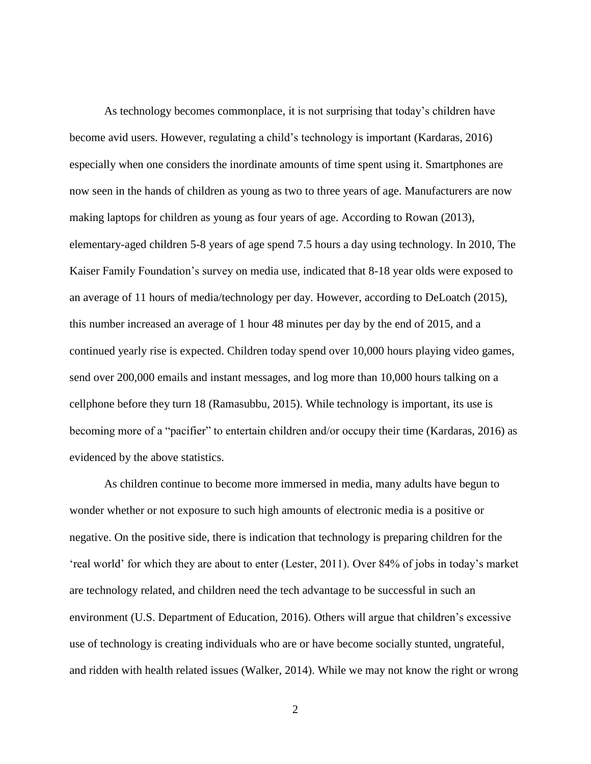As technology becomes commonplace, it is not surprising that today's children have become avid users. However, regulating a child's technology is important (Kardaras, 2016) especially when one considers the inordinate amounts of time spent using it. Smartphones are now seen in the hands of children as young as two to three years of age. Manufacturers are now making laptops for children as young as four years of age. According to Rowan (2013), elementary-aged children 5-8 years of age spend 7.5 hours a day using technology. In 2010, The Kaiser Family Foundation's survey on media use, indicated that 8-18 year olds were exposed to an average of 11 hours of media/technology per day. However, according to DeLoatch (2015), this number increased an average of 1 hour 48 minutes per day by the end of 2015, and a continued yearly rise is expected. Children today spend over 10,000 hours playing video games, send over 200,000 emails and instant messages, and log more than 10,000 hours talking on a cellphone before they turn 18 (Ramasubbu, 2015). While technology is important, its use is becoming more of a "pacifier" to entertain children and/or occupy their time (Kardaras, 2016) as evidenced by the above statistics.

As children continue to become more immersed in media, many adults have begun to wonder whether or not exposure to such high amounts of electronic media is a positive or negative. On the positive side, there is indication that technology is preparing children for the 'real world' for which they are about to enter (Lester, 2011). Over 84% of jobs in today's market are technology related, and children need the tech advantage to be successful in such an environment (U.S. Department of Education, 2016). Others will argue that children's excessive use of technology is creating individuals who are or have become socially stunted, ungrateful, and ridden with health related issues (Walker, 2014). While we may not know the right or wrong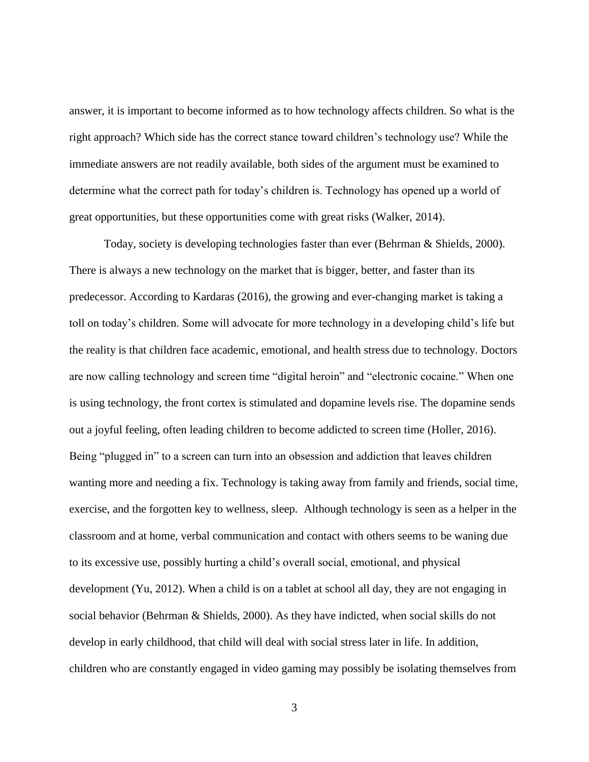answer, it is important to become informed as to how technology affects children. So what is the right approach? Which side has the correct stance toward children's technology use? While the immediate answers are not readily available, both sides of the argument must be examined to determine what the correct path for today's children is. Technology has opened up a world of great opportunities, but these opportunities come with great risks (Walker, 2014).

Today, society is developing technologies faster than ever (Behrman & Shields, 2000). There is always a new technology on the market that is bigger, better, and faster than its predecessor. According to Kardaras (2016), the growing and ever-changing market is taking a toll on today's children. Some will advocate for more technology in a developing child's life but the reality is that children face academic, emotional, and health stress due to technology. Doctors are now calling technology and screen time "digital heroin" and "electronic cocaine." When one is using technology, the front cortex is stimulated and dopamine levels rise. The dopamine sends out a joyful feeling, often leading children to become addicted to screen time (Holler, 2016). Being "plugged in" to a screen can turn into an obsession and addiction that leaves children wanting more and needing a fix. Technology is taking away from family and friends, social time, exercise, and the forgotten key to wellness, sleep. Although technology is seen as a helper in the classroom and at home, verbal communication and contact with others seems to be waning due to its excessive use, possibly hurting a child's overall social, emotional, and physical development (Yu, 2012). When a child is on a tablet at school all day, they are not engaging in social behavior (Behrman & Shields, 2000). As they have indicted, when social skills do not develop in early childhood, that child will deal with social stress later in life. In addition, children who are constantly engaged in video gaming may possibly be isolating themselves from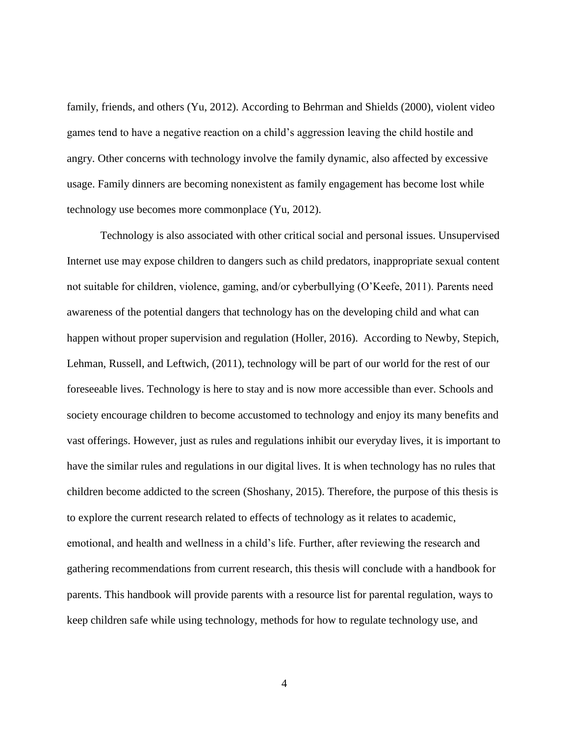family, friends, and others (Yu, 2012). According to Behrman and Shields (2000), violent video games tend to have a negative reaction on a child's aggression leaving the child hostile and angry. Other concerns with technology involve the family dynamic, also affected by excessive usage. Family dinners are becoming nonexistent as family engagement has become lost while technology use becomes more commonplace (Yu, 2012).

Technology is also associated with other critical social and personal issues. Unsupervised Internet use may expose children to dangers such as child predators, inappropriate sexual content not suitable for children, violence, gaming, and/or cyberbullying (O'Keefe, 2011). Parents need awareness of the potential dangers that technology has on the developing child and what can happen without proper supervision and regulation (Holler, 2016). According to Newby, Stepich, Lehman, Russell, and Leftwich, (2011), technology will be part of our world for the rest of our foreseeable lives. Technology is here to stay and is now more accessible than ever. Schools and society encourage children to become accustomed to technology and enjoy its many benefits and vast offerings. However, just as rules and regulations inhibit our everyday lives, it is important to have the similar rules and regulations in our digital lives. It is when technology has no rules that children become addicted to the screen (Shoshany, 2015). Therefore, the purpose of this thesis is to explore the current research related to effects of technology as it relates to academic, emotional, and health and wellness in a child's life. Further, after reviewing the research and gathering recommendations from current research, this thesis will conclude with a handbook for parents. This handbook will provide parents with a resource list for parental regulation, ways to keep children safe while using technology, methods for how to regulate technology use, and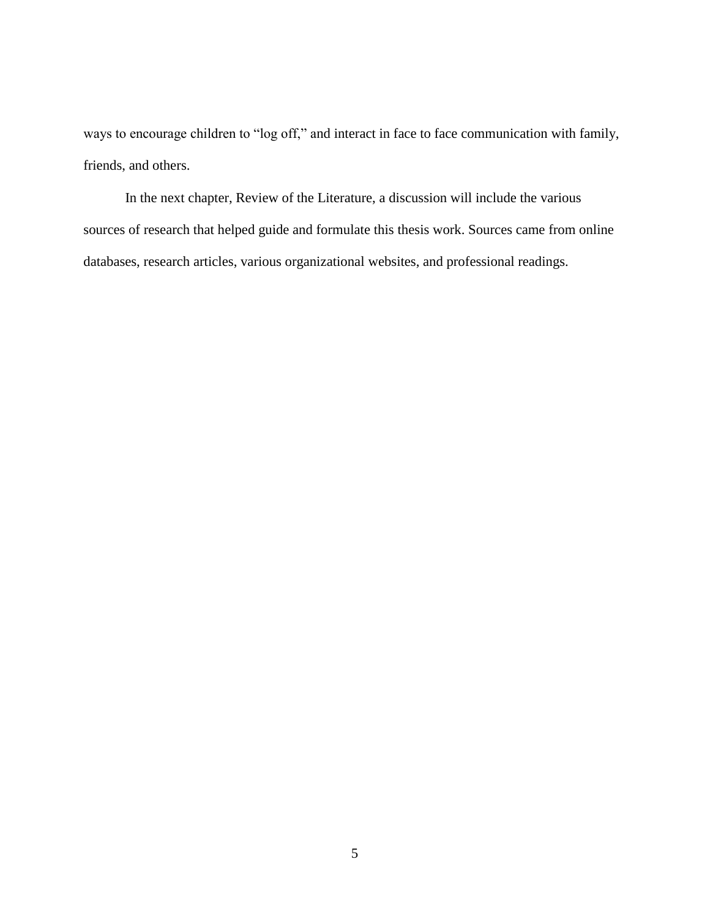ways to encourage children to "log off," and interact in face to face communication with family, friends, and others.

In the next chapter, Review of the Literature, a discussion will include the various sources of research that helped guide and formulate this thesis work. Sources came from online databases, research articles, various organizational websites, and professional readings.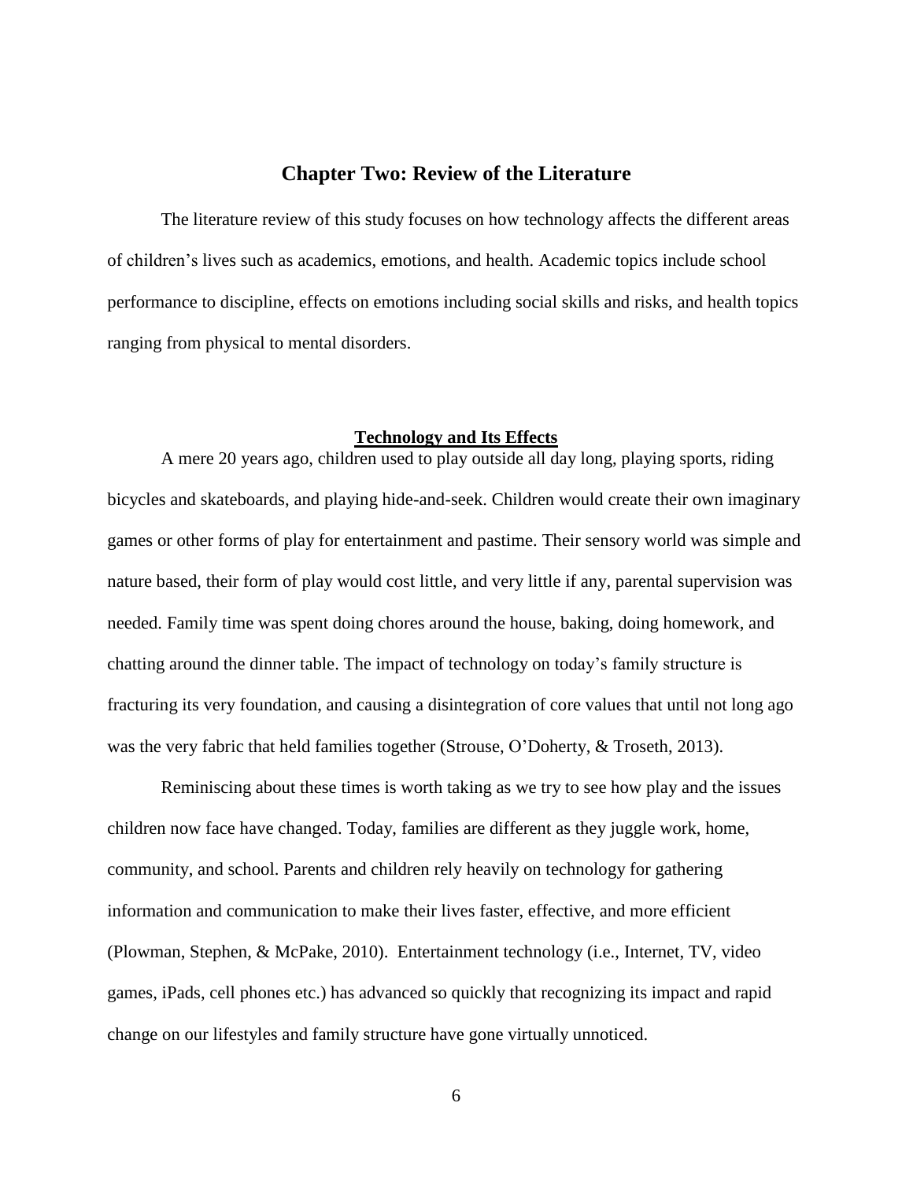## Chapter Two: Review of the Literature

The literature review of this study focuses on how technology affects the different areas of children's lives such as academics, emotions, and health. Academic topics include school performance to discipline, effects on emotions including social skills and risks, and health topics ranging from physical to mental disorders.

### Technology and Its Effects

A mere 20 years ago, children used to play outside all day long, playing sports, riding bicycles and skateboards, and playing hide-and-seek. Children would create their own imaginary games or other forms of play for entertainment and pastime. Their sensory world was simple and nature based, their form of play would cost little, and very little if any, parental supervision was needed. Family time was spent doing chores around the house, baking, doing homework, and chatting around the dinner table. The impact of technology on today's family structure is fracturing its very foundation, and causing a disintegration of core values that until not long ago was the very fabric that held families together (Strouse, O'Doherty, & Troseth, 2013).

Reminiscing about these times is worth taking as we try to see how play and the issues children now face have changed. Today, families are different as they juggle work, home, community, and school. Parents and children rely heavily on technology for gathering information and communication to make their lives faster, effective, and more efficient (Plowman, Stephen, & McPake, 2010). Entertainment technology (i.e., Internet, TV, video games, iPads, cell phones etc.) has advanced so quickly that recognizing its impact and rapid change on our lifestyles and family structure have gone virtually unnoticed.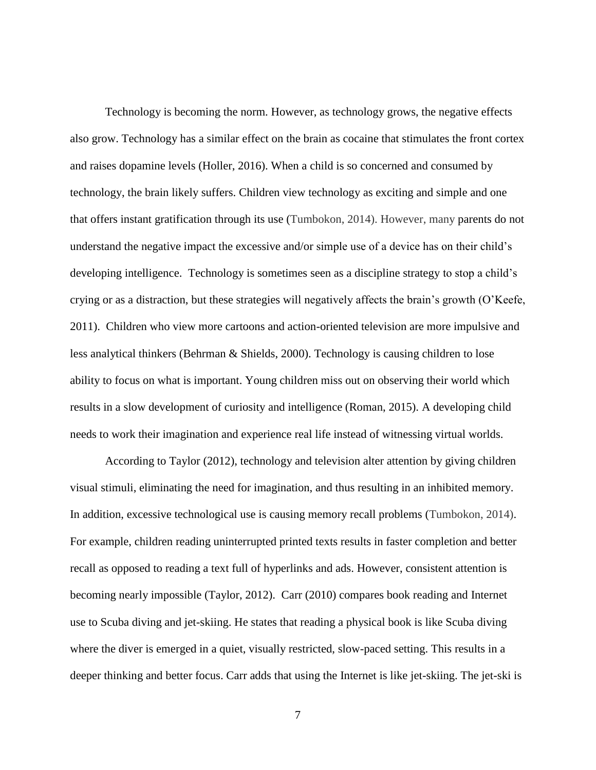Technology is becoming the norm. However, as technology grows, the negative effects also grow. Technology has a similar effect on the brain as cocaine that stimulates the front cortex and raises dopamine levels (Holler, 2016). When a child is so concerned and consumed by technology, the brain likely suffers. Children view technology as exciting and simple and one that offers instant gratification through its use (Tumbokon, 2014). However, many parents do not understand the negative impact the excessive and/or simple use of a device has on their child's developing intelligence. Technology is sometimes seen as a discipline strategy to stop a child's crying or as a distraction, but these strategies will negatively affects the brain's growth (O'Keefe, 2011). Children who view more cartoons and action-oriented television are more impulsive and less analytical thinkers (Behrman & Shields, 2000). Technology is causing children to lose ability to focus on what is important. Young children miss out on observing their world which results in a slow development of curiosity and intelligence (Roman, 2015). A developing child needs to work their imagination and experience real life instead of witnessing virtual worlds.

According to Taylor (2012), technology and television alter attention by giving children visual stimuli, eliminating the need for imagination, and thus resulting in an inhibited memory. In addition, excessive technological use is causing memory recall problems (Tumbokon, 2014). For example, children reading uninterrupted printed texts results in faster completion and better recall as opposed to reading a text full of hyperlinks and ads. However, consistent attention is becoming nearly impossible (Taylor, 2012). Carr (2010) compares book reading and Internet use to Scuba diving and jet-skiing. He states that reading a physical book is like Scuba diving where the diver is emerged in a quiet, visually restricted, slow-paced setting. This results in a deeper thinking and better focus. Carr adds that using the Internet is like jet-skiing. The jet-ski is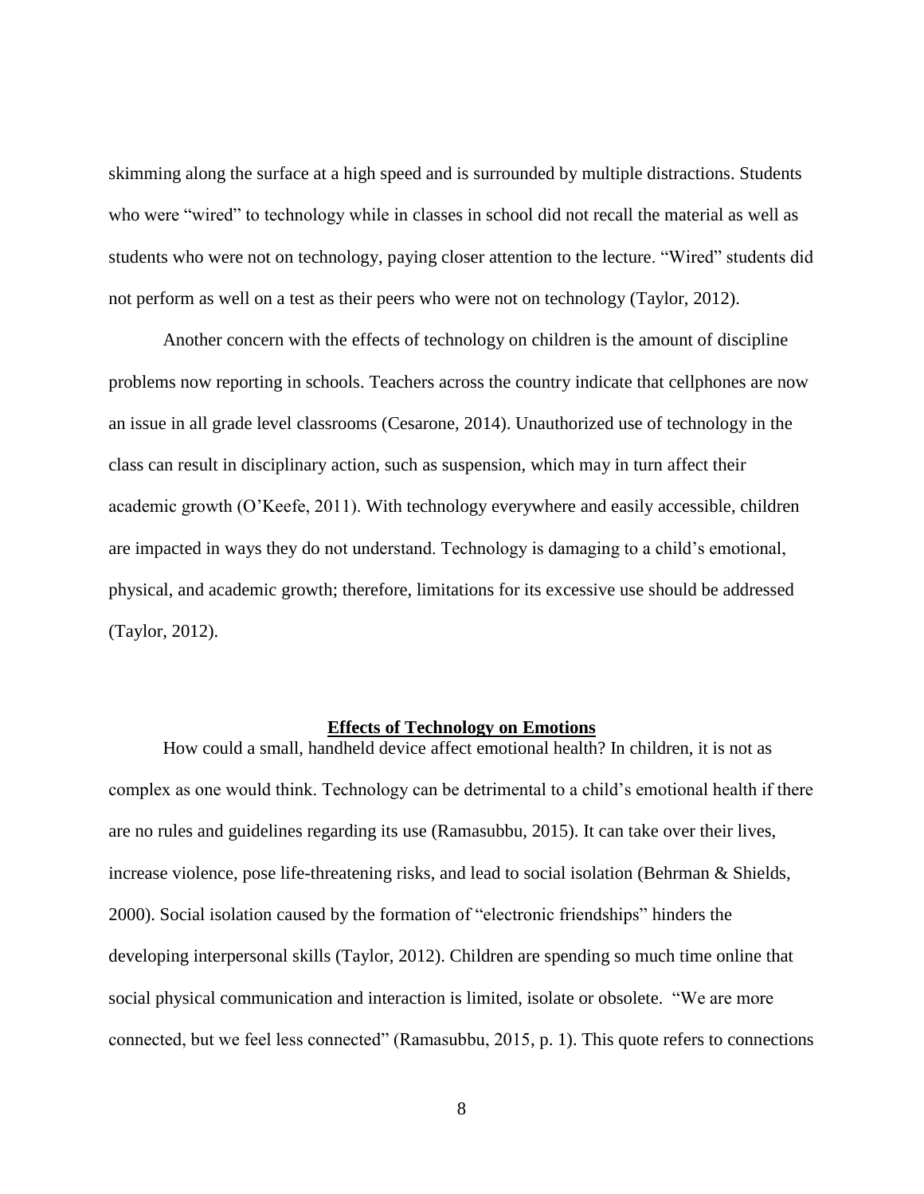skimming along the surface at a high speed and is surrounded by multiple distractions. Students who were "wired" to technology while in classes in school did not recall the material as well as students who were not on technology, paying closer attention to the lecture. "Wired" students did not perform as well on a test as their peers who were not on technology (Taylor, 2012).

Another concern with the effects of technology on children is the amount of discipline problems now reporting in schools. Teachers across the country indicate that cellphones are now an issue in all grade level classrooms (Cesarone, 2014). Unauthorized use of technology in the class can result in disciplinary action, such as suspension, which may in turn affect their academic growth (O'Keefe, 2011). With technology everywhere and easily accessible, children are impacted in ways they do not understand. Technology is damaging to a child's emotional, physical, and academic growth; therefore, limitations for its excessive use should be addressed (Taylor, 2012).

## Effects of Technology on Emotions

How could a small, handheld device affect emotional health? In children, it is not as complex as one would think. Technology can be detrimental to a child's emotional health if there are no rules and guidelines regarding its use (Ramasubbu, 2015). It can take over their lives, increase violence, pose life-threatening risks, and lead to social isolation (Behrman & Shields, 2000). Social isolation caused by the formation of "electronic friendships" hinders the developing interpersonal skills (Taylor, 2012). Children are spending so much time online that social physical communication and interaction is limited, isolate or obsolete. "We are more connected, but we feel less connected" (Ramasubbu, 2015, p. 1). This quote refers to connections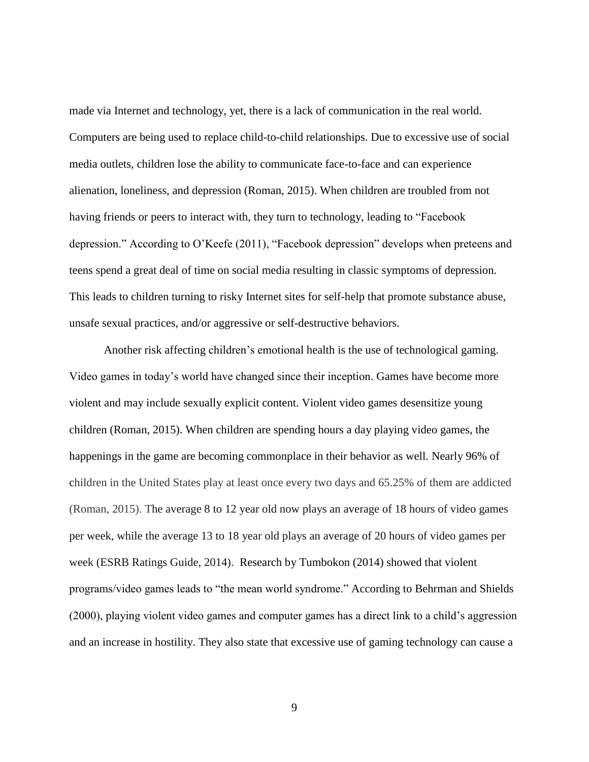made via Internet and technology, yet, there is a lack of communication in the real world. Computers are being used to replace child-to-child relationships. Due to excessive use of social media outlets, children lose the ability to communicate face-to-face and can experience alienation, loneliness, and depression (Roman, 2015). When children are troubled from not having friends or peers to interact with, they turn to technology, leading to "Facebook depression." According to O'Keefe (2011), "Facebook depression" develops when preteens and teens spend a great deal of time on social media resulting in classic symptoms of depression. This leads to children turning to risky Internet sites for self-help that promote substance abuse, unsafe sexual practices, and/or aggressive or self-destructive behaviors.

Another risk affecting children's emotional health is the use of technological gaming. Video games in today's world have changed since their inception. Games have become more violent and may include sexually explicit content. Violent video games desensitize young children (Roman, 2015). When children are spending hours a day playing video games, the happenings in the game are becoming commonplace in their behavior as well. Nearly 96% of children in the United States play at least once every two days and 65.25% of them are addicted (Roman, 2015). The average 8 to 12 year old now plays an average of 18 hours of video games per week, while the average 13 to 18 year old plays an average of 20 hours of video games per week (ESRB Ratings Guide, 2014). Research by Tumbokon (2014) showed that violent programs/video games leads to "the mean world syndrome." According to Behrman and Shields (2000), playing violent video games and computer games has a direct link to a child's aggression and an increase in hostility. They also state that excessive use of gaming technology can cause a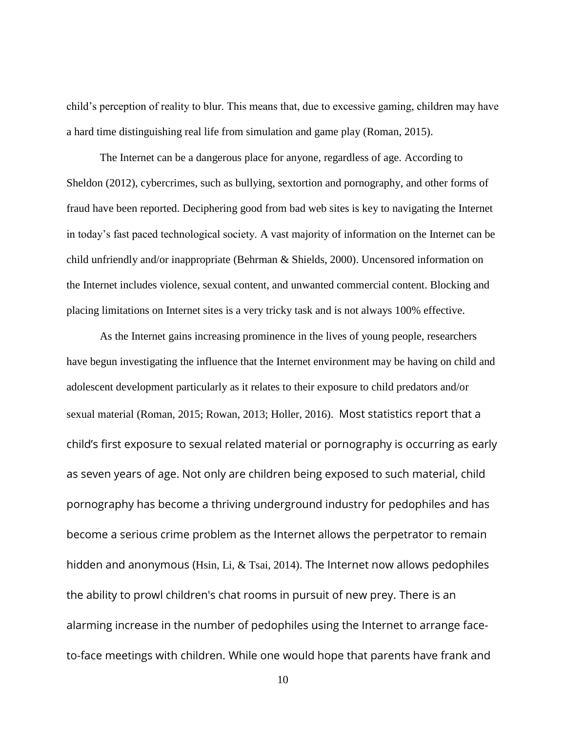child's perception of reality to blur. This means that, due to excessive gaming, children may have a hard time distinguishing real life from simulation and game play (Roman, 2015).

The Internet can be a dangerous place for anyone, regardless of age. According to Sheldon (2012), cybercrimes, such as bullying, sextortion and pornography, and other forms of fraud have been reported. Deciphering good from bad web sites is key to navigating the Internet in today's fast paced technological society. A vast majority of information on the Internet can be child unfriendly and/or inappropriate (Behrman & Shields, 2000). Uncensored information on the Internet includes violence, sexual content, and unwanted commercial content. Blocking and placing limitations on Internet sites is a very tricky task and is not always 100% effective.

As the Internet gains increasing prominence in the lives of young people, researchers have begun investigating the influence that the Internet environment may be having on child and adolescent development particularly as it relates to their exposure to child predators and/or sexual material (Roman, 2015; Rowan, 2013; Holler, 2016). Most statistics report that a child's first exposure to sexual related material or pornography is occurring as early as seven years of age. Not only are children being exposed to such material, child pornography has become a thriving underground industry for pedophiles and has become a serious crime problem as the Internet allows the perpetrator to remain hidden and anonymous (Hsin, Li, & Tsai, 2014). The Internet now allows pedophiles the ability to prowl children's chat rooms in pursuit of new prey. There is an alarming increase in the number of pedophiles using the Internet to arrange face-to-face meetings with children. While one would hope that parents have frank and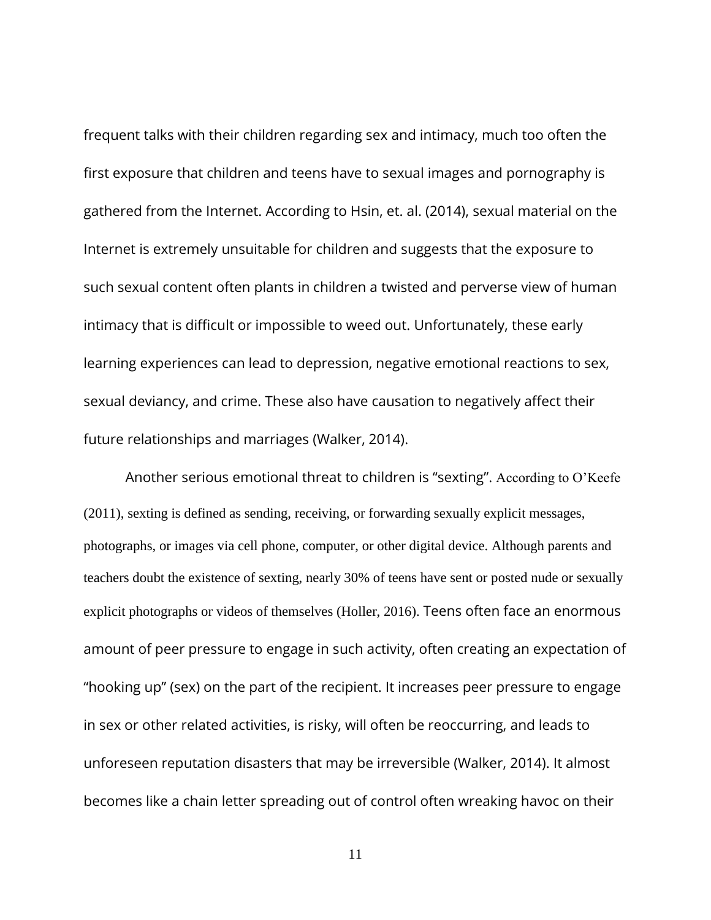frequent talks with their children regarding sex and intimacy, much too often the first exposure that children and teens have to sexual images and pornography is gathered from the Internet. According to Hsin, et. al. (2014), sexual material on the Internet is extremely unsuitable for children and suggests that the exposure to such sexual content often plants in children a twisted and perverse view of human intimacy that is difficult or impossible to weed out. Unfortunately, these early learning experiences can lead to depression, negative emotional reactions to sex, sexual deviancy, and crime. These also have causation to negatively affect their future relationships and marriages (Walker, 2014).

Another serious emotional threat to children is "sexting". According to O'Keefe (2011), sexting is defined as sending, receiving, or forwarding sexually explicit messages, photographs, or images via cell phone, computer, or other digital device. Although parents and teachers doubt the existence of sexting, nearly 30% of teens have sent or posted nude or sexually explicit photographs or videos of themselves (Holler, 2016). Teens often face an enormous amount of peer pressure to engage in such activity, often creating an expectation of "hooking up" (sex) on the part of the recipient. It increases peer pressure to engage in sex or other related activities, is risky, will often be reoccurring, and leads to unforeseen reputation disasters that may be irreversible (Walker, 2014). It almost becomes like a chain letter spreading out of control often wreaking havoc on their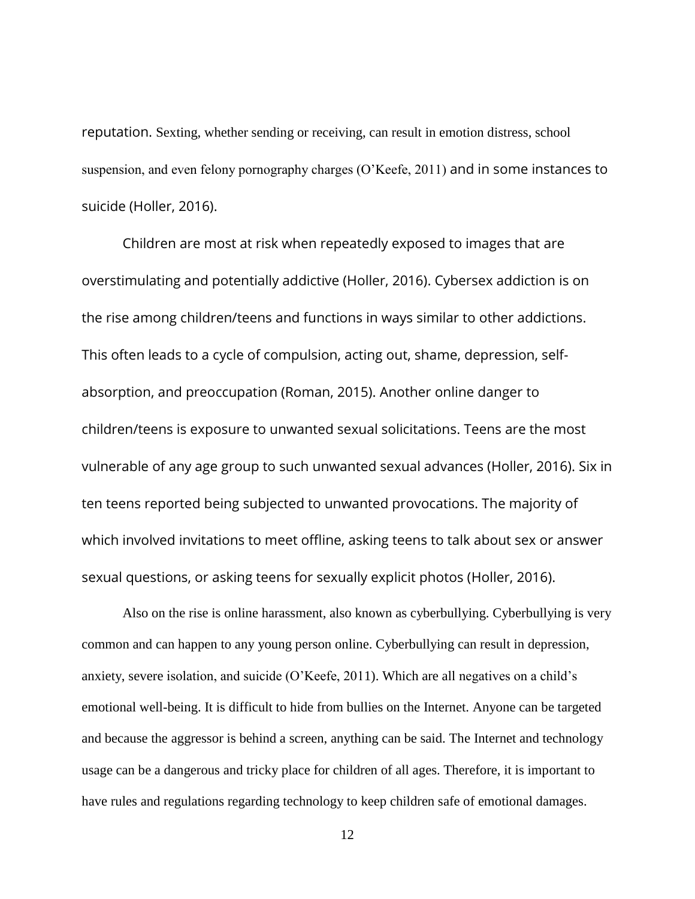reputation. Sexting, whether sending or receiving, can result in emotion distress, school suspension, and even felony pornography charges (O'Keefe, 2011) and in some instances to suicide (Holler, 2016).

Children are most at risk when repeatedly exposed to images that are overstimulating and potentially addictive (Holler, 2016). Cybersex addiction is on the rise among children/teens and functions in ways similar to other addictions. This often leads to a cycle of compulsion, acting out, shame, depression, self-absorption, and preoccupation (Roman, 2015). Another online danger to children/teens is exposure to unwanted sexual solicitations. Teens are the most vulnerable of any age group to such unwanted sexual advances (Holler, 2016). Six in ten teens reported being subjected to unwanted provocations. The majority of which involved invitations to meet offline, asking teens to talk about sex or answer sexual questions, or asking teens for sexually explicit photos (Holler, 2016).

Also on the rise is online harassment, also known as cyberbullying. Cyberbullying is very common and can happen to any young person online. Cyberbullying can result in depression, anxiety, severe isolation, and suicide (O'Keefe, 2011). Which are all negatives on a child's emotional well-being. It is difficult to hide from bullies on the Internet. Anyone can be targeted and because the aggressor is behind a screen, anything can be said. The Internet and technology usage can be a dangerous and tricky place for children of all ages. Therefore, it is important to have rules and regulations regarding technology to keep children safe of emotional damages.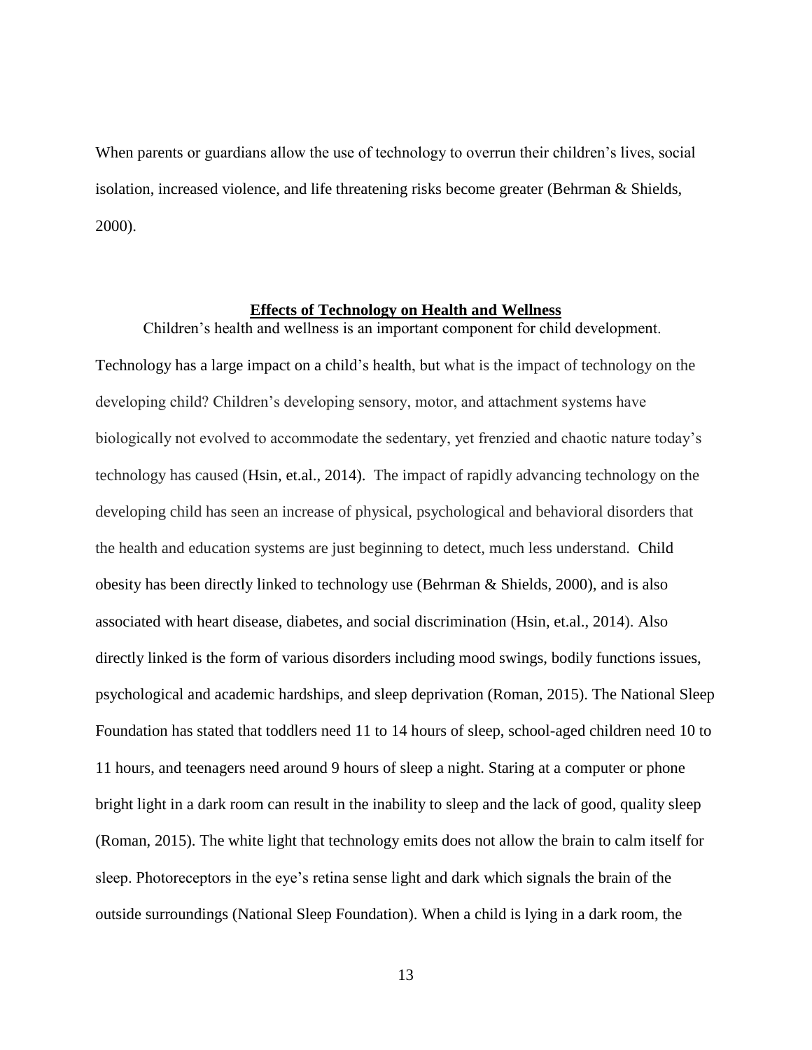When parents or guardians allow the use of technology to overrun their children's lives, social isolation, increased violence, and life threatening risks become greater (Behrman & Shields, 2000).

## **Effects of Technology on Health and Wellness**

Children's health and wellness is an important component for child development. Technology has a large impact on a child's health, but what is the impact of technology on the developing child? Children's developing sensory, motor, and attachment systems have biologically not evolved to accommodate the sedentary, yet frenzied and chaotic nature today's technology has caused (Hsin, et.al., 2014). The impact of rapidly advancing technology on the developing child has seen an increase of physical, psychological and behavioral disorders that the health and education systems are just beginning to detect, much less understand. Child obesity has been directly linked to technology use (Behrman & Shields, 2000), and is also associated with heart disease, diabetes, and social discrimination (Hsin, et.al., 2014). Also directly linked is the form of various disorders including mood swings, bodily functions issues, psychological and academic hardships, and sleep deprivation (Roman, 2015). The National Sleep Foundation has stated that toddlers need 11 to 14 hours of sleep, school-aged children need 10 to 11 hours, and teenagers need around 9 hours of sleep a night. Staring at a computer or phone bright light in a dark room can result in the inability to sleep and the lack of good, quality sleep (Roman, 2015). The white light that technology emits does not allow the brain to calm itself for sleep. Photoreceptors in the eye's retina sense light and dark which signals the brain of the outside surroundings (National Sleep Foundation). When a child is lying in a dark room, the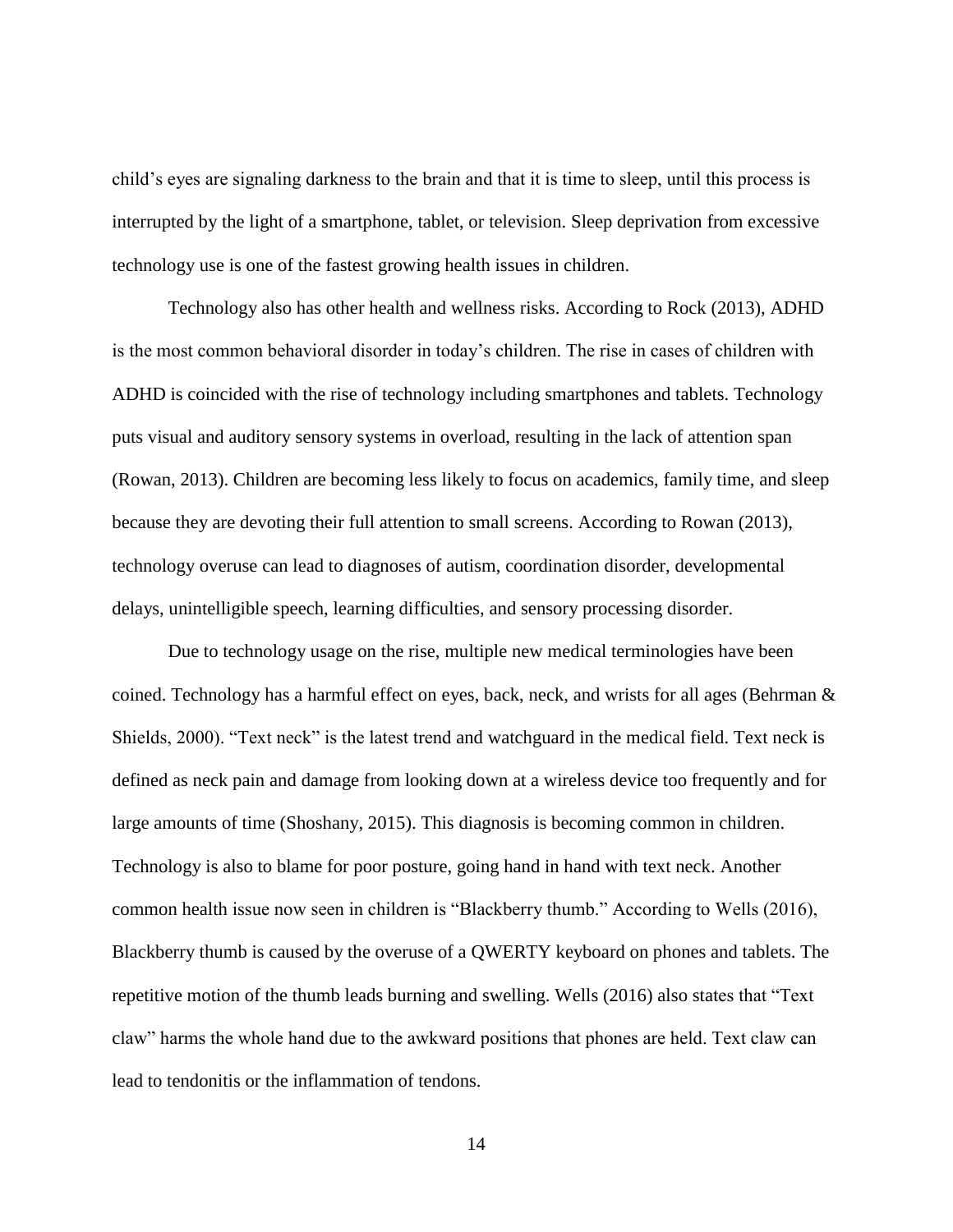child's eyes are signaling darkness to the brain and that it is time to sleep, until this process is interrupted by the light of a smartphone, tablet, or television. Sleep deprivation from excessive technology use is one of the fastest growing health issues in children.

Technology also has other health and wellness risks. According to Rock (2013), ADHD is the most common behavioral disorder in today's children. The rise in cases of children with ADHD is coincided with the rise of technology including smartphones and tablets. Technology puts visual and auditory sensory systems in overload, resulting in the lack of attention span (Rowan, 2013). Children are becoming less likely to focus on academics, family time, and sleep because they are devoting their full attention to small screens. According to Rowan (2013), technology overuse can lead to diagnoses of autism, coordination disorder, developmental delays, unintelligible speech, learning difficulties, and sensory processing disorder.

Due to technology usage on the rise, multiple new medical terminologies have been coined. Technology has a harmful effect on eyes, back, neck, and wrists for all ages (Behrman & Shields, 2000). "Text neck" is the latest trend and watchguard in the medical field. Text neck is defined as neck pain and damage from looking down at a wireless device too frequently and for large amounts of time (Shoshany, 2015). This diagnosis is becoming common in children. Technology is also to blame for poor posture, going hand in hand with text neck. Another common health issue now seen in children is "Blackberry thumb." According to Wells (2016), Blackberry thumb is caused by the overuse of a QWERTY keyboard on phones and tablets. The repetitive motion of the thumb leads burning and swelling. Wells (2016) also states that "Text claw" harms the whole hand due to the awkward positions that phones are held. Text claw can lead to tendonitis or the inflammation of tendons.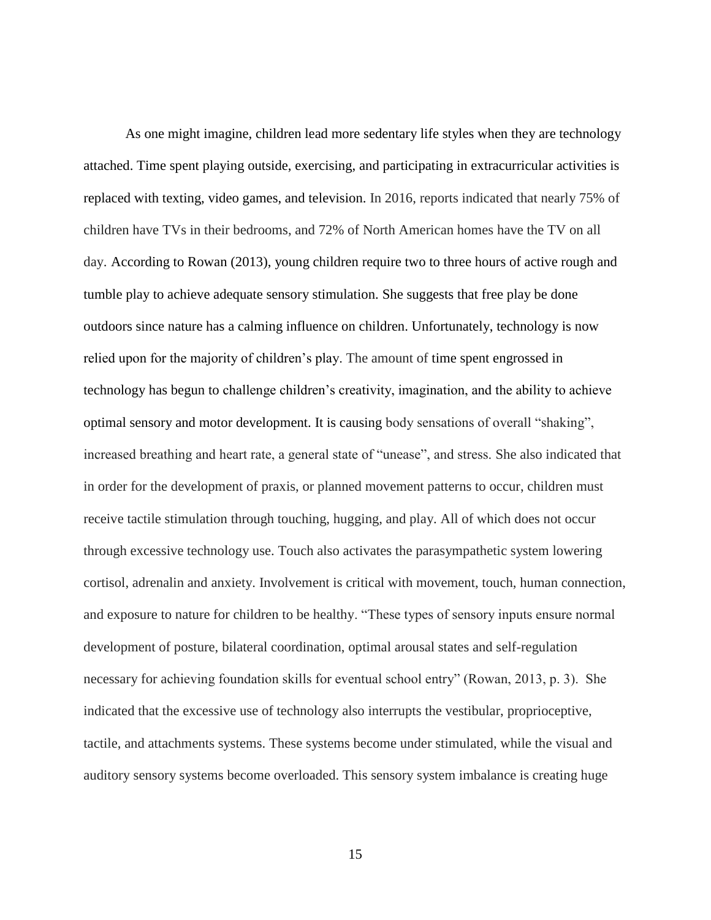As one might imagine, children lead more sedentary life styles when they are technology attached. Time spent playing outside, exercising, and participating in extracurricular activities is replaced with texting, video games, and television. In 2016, reports indicated that nearly 75% of children have TVs in their bedrooms, and 72% of North American homes have the TV on all day. According to Rowan (2013), young children require two to three hours of active rough and tumble play to achieve adequate sensory stimulation. She suggests that free play be done outdoors since nature has a calming influence on children. Unfortunately, technology is now relied upon for the majority of children's play. The amount of time spent engrossed in technology has begun to challenge children's creativity, imagination, and the ability to achieve optimal sensory and motor development. It is causing body sensations of overall "shaking", increased breathing and heart rate, a general state of "unease", and stress. She also indicated that in order for the development of praxis, or planned movement patterns to occur, children must receive tactile stimulation through touching, hugging, and play. All of which does not occur through excessive technology use. Touch also activates the parasympathetic system lowering cortisol, adrenalin and anxiety. Involvement is critical with movement, touch, human connection, and exposure to nature for children to be healthy. "These types of sensory inputs ensure normal development of posture, bilateral coordination, optimal arousal states and self-regulation necessary for achieving foundation skills for eventual school entry" (Rowan, 2013, p. 3). She indicated that the excessive use of technology also interrupts the vestibular, proprioceptive, tactile, and attachments systems. These systems become under stimulated, while the visual and auditory sensory systems become overloaded. This sensory system imbalance is creating huge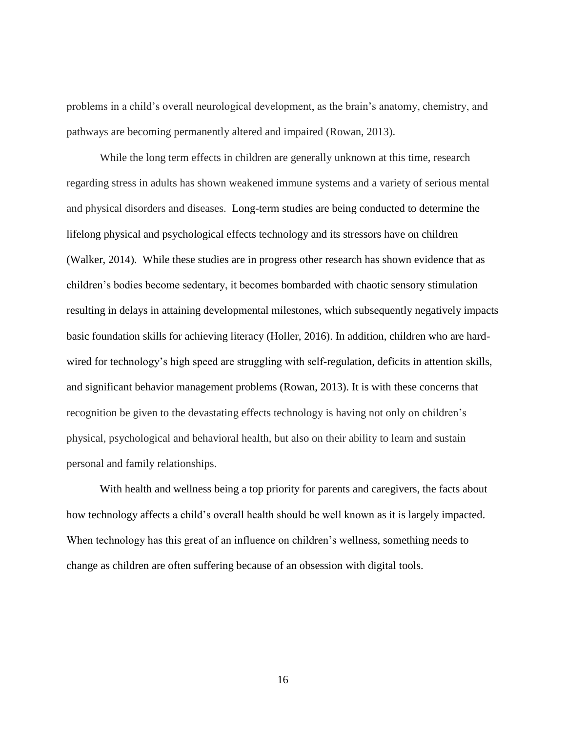problems in a child's overall neurological development, as the brain's anatomy, chemistry, and pathways are becoming permanently altered and impaired (Rowan, 2013).

While the long term effects in children are generally unknown at this time, research regarding stress in adults has shown weakened immune systems and a variety of serious mental and physical disorders and diseases. Long-term studies are being conducted to determine the lifelong physical and psychological effects technology and its stressors have on children (Walker, 2014). While these studies are in progress other research has shown evidence that as children's bodies become sedentary, it becomes bombarded with chaotic sensory stimulation resulting in delays in attaining developmental milestones, which subsequently negatively impacts basic foundation skills for achieving literacy (Holler, 2016). In addition, children who are hard-wired for technology's high speed are struggling with self-regulation, deficits in attention skills, and significant behavior management problems (Rowan, 2013). It is with these concerns that recognition be given to the devastating effects technology is having not only on children's physical, psychological and behavioral health, but also on their ability to learn and sustain personal and family relationships.

With health and wellness being a top priority for parents and caregivers, the facts about how technology affects a child's overall health should be well known as it is largely impacted. When technology has this great of an influence on children's wellness, something needs to change as children are often suffering because of an obsession with digital tools.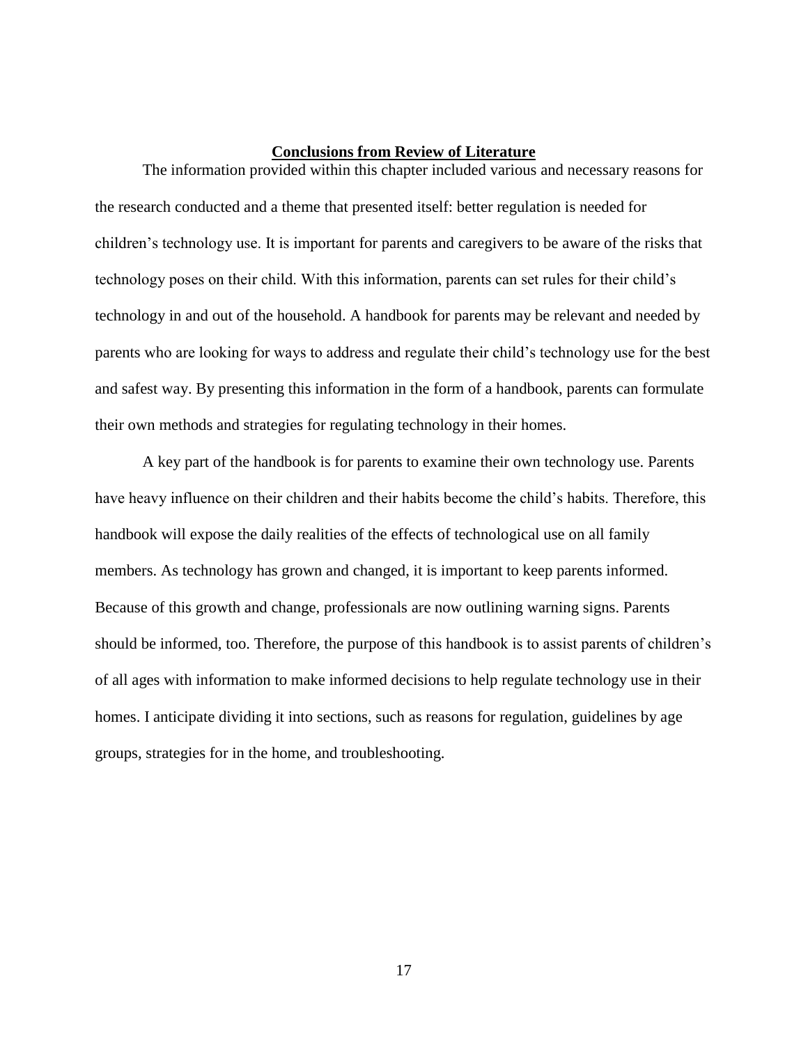## Conclusions from Review of Literature

The information provided within this chapter included various and necessary reasons for the research conducted and a theme that presented itself: better regulation is needed for children's technology use. It is important for parents and caregivers to be aware of the risks that technology poses on their child. With this information, parents can set rules for their child's technology in and out of the household. A handbook for parents may be relevant and needed by parents who are looking for ways to address and regulate their child's technology use for the best and safest way. By presenting this information in the form of a handbook, parents can formulate their own methods and strategies for regulating technology in their homes.

A key part of the handbook is for parents to examine their own technology use. Parents have heavy influence on their children and their habits become the child's habits. Therefore, this handbook will expose the daily realities of the effects of technological use on all family members. As technology has grown and changed, it is important to keep parents informed. Because of this growth and change, professionals are now outlining warning signs. Parents should be informed, too. Therefore, the purpose of this handbook is to assist parents of children's of all ages with information to make informed decisions to help regulate technology use in their homes. I anticipate dividing it into sections, such as reasons for regulation, guidelines by age groups, strategies for in the home, and troubleshooting.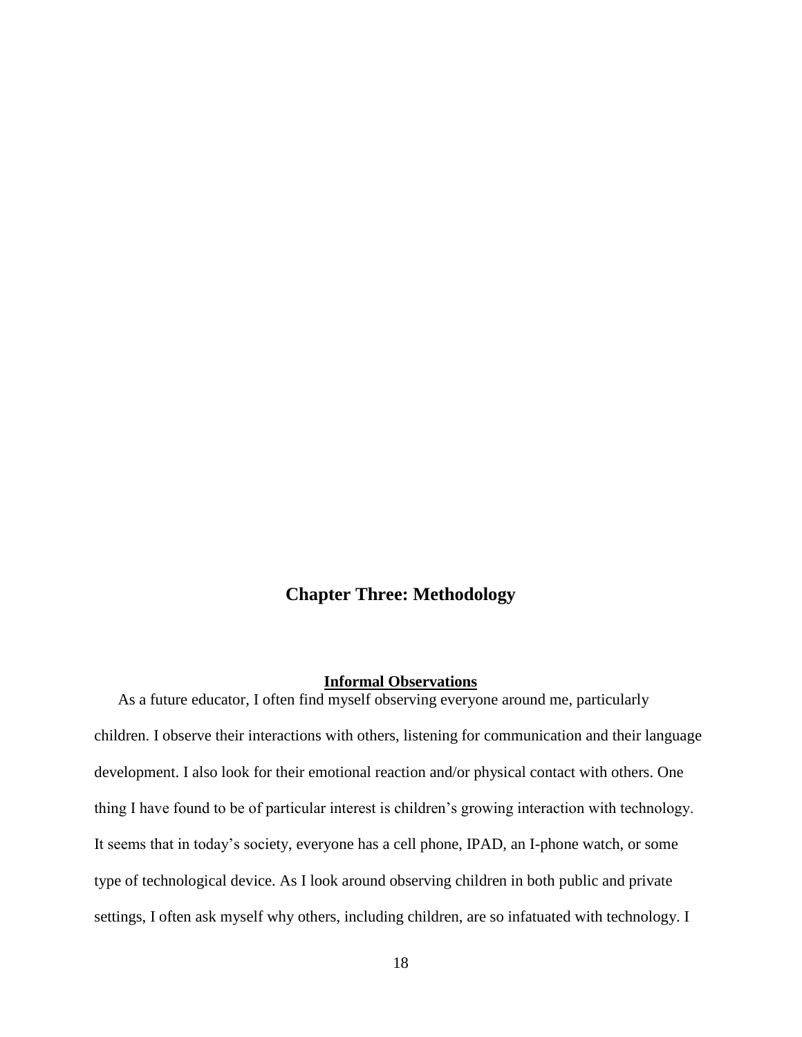# Chapter Three: Methodology

## Informal Observations

As a future educator, I often find myself observing everyone around me, particularly children. I observe their interactions with others, listening for communication and their language development. I also look for their emotional reaction and/or physical contact with others. One thing I have found to be of particular interest is children's growing interaction with technology. It seems that in today's society, everyone has a cell phone, IPAD, an I-phone watch, or some type of technological device. As I look around observing children in both public and private settings, I often ask myself why others, including children, are so infatuated with technology. I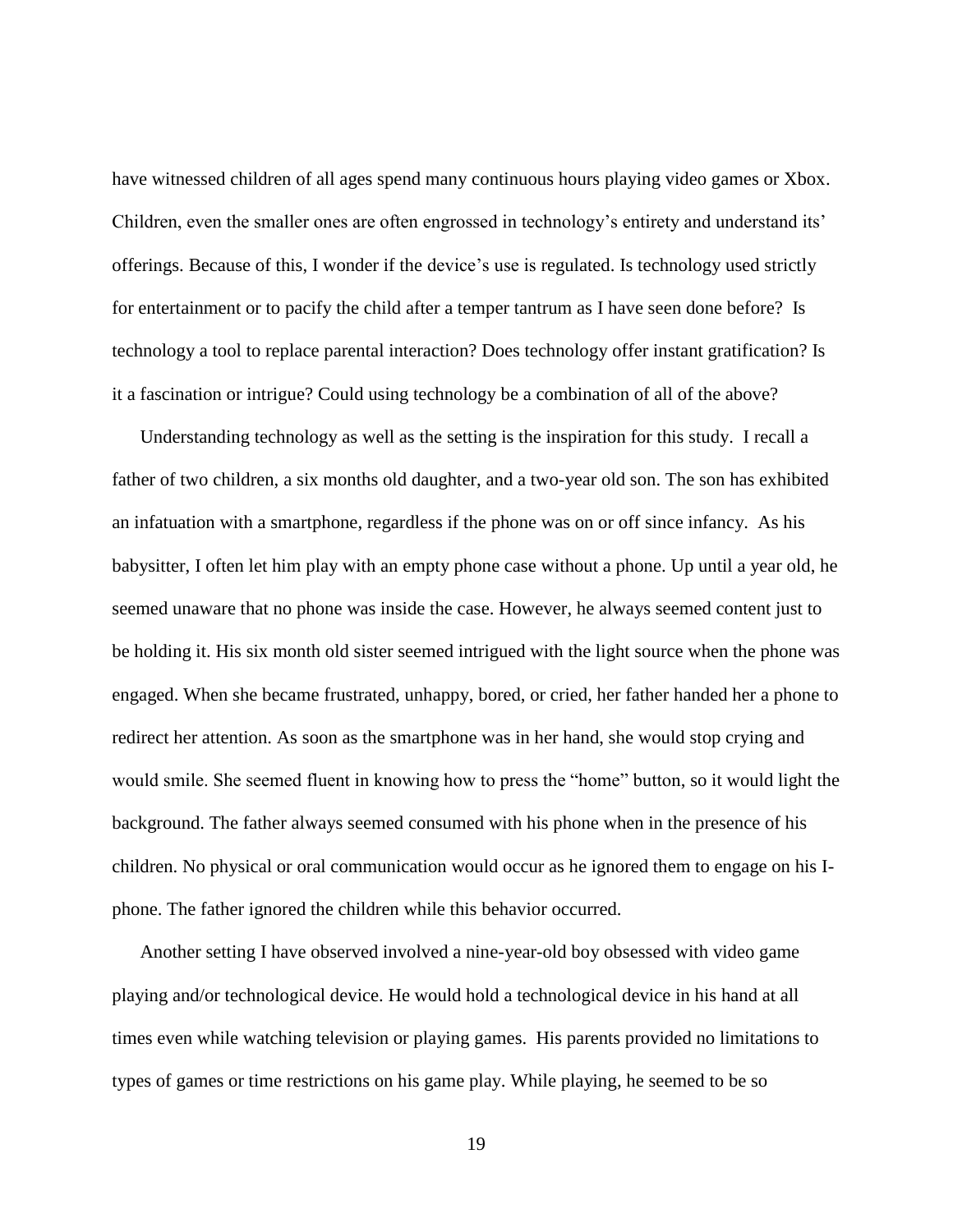have witnessed children of all ages spend many continuous hours playing video games or Xbox. Children, even the smaller ones are often engrossed in technology's entirety and understand its' offerings. Because of this, I wonder if the device's use is regulated. Is technology used strictly for entertainment or to pacify the child after a temper tantrum as I have seen done before? Is technology a tool to replace parental interaction? Does technology offer instant gratification? Is it a fascination or intrigue? Could using technology be a combination of all of the above?

Understanding technology as well as the setting is the inspiration for this study. I recall a father of two children, a six months old daughter, and a two-year old son. The son has exhibited an infatuation with a smartphone, regardless if the phone was on or off since infancy. As his babysitter, I often let him play with an empty phone case without a phone. Up until a year old, he seemed unaware that no phone was inside the case. However, he always seemed content just to be holding it. His six month old sister seemed intrigued with the light source when the phone was engaged. When she became frustrated, unhappy, bored, or cried, her father handed her a phone to redirect her attention. As soon as the smartphone was in her hand, she would stop crying and would smile. She seemed fluent in knowing how to press the "home" button, so it would light the background. The father always seemed consumed with his phone when in the presence of his children. No physical or oral communication would occur as he ignored them to engage on his I-phone. The father ignored the children while this behavior occurred.

Another setting I have observed involved a nine-year-old boy obsessed with video game playing and/or technological device. He would hold a technological device in his hand at all times even while watching television or playing games. His parents provided no limitations to types of games or time restrictions on his game play. While playing, he seemed to be so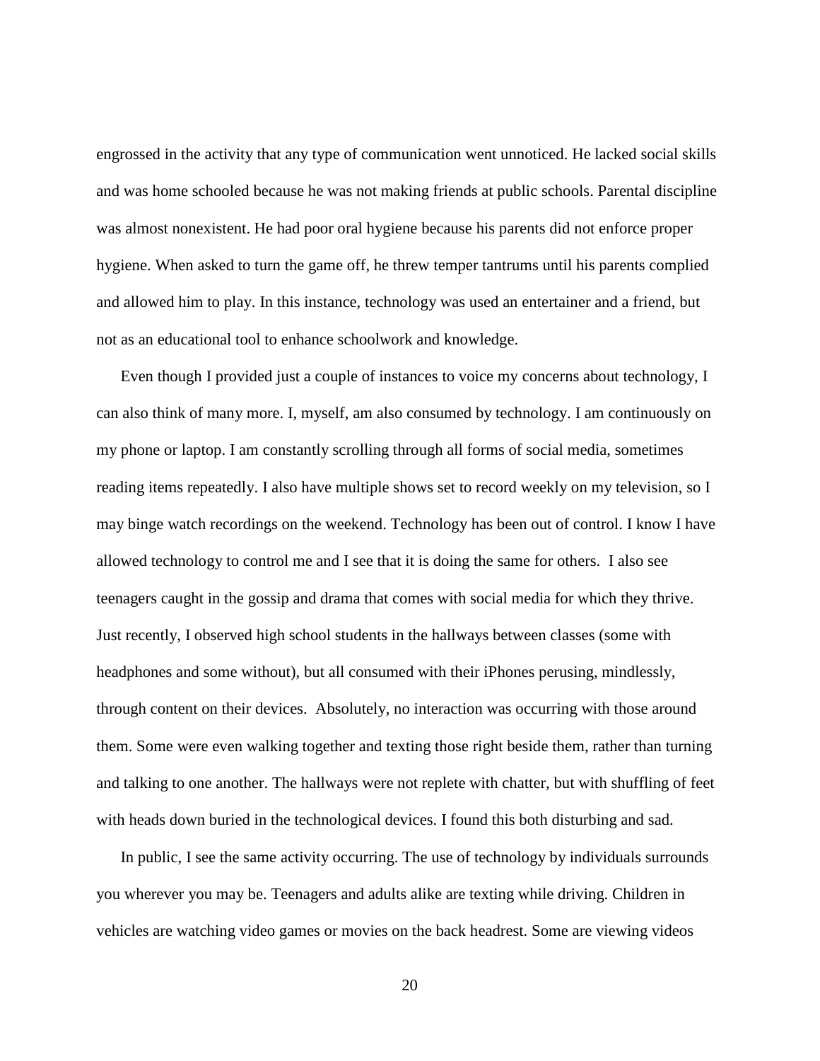engrossed in the activity that any type of communication went unnoticed. He lacked social skills and was home schooled because he was not making friends at public schools. Parental discipline was almost nonexistent. He had poor oral hygiene because his parents did not enforce proper hygiene. When asked to turn the game off, he threw temper tantrums until his parents complied and allowed him to play. In this instance, technology was used an entertainer and a friend, but not as an educational tool to enhance schoolwork and knowledge.

Even though I provided just a couple of instances to voice my concerns about technology, I can also think of many more. I, myself, am also consumed by technology. I am continuously on my phone or laptop. I am constantly scrolling through all forms of social media, sometimes reading items repeatedly. I also have multiple shows set to record weekly on my television, so I may binge watch recordings on the weekend. Technology has been out of control. I know I have allowed technology to control me and I see that it is doing the same for others. I also see teenagers caught in the gossip and drama that comes with social media for which they thrive. Just recently, I observed high school students in the hallways between classes (some with headphones and some without), but all consumed with their iPhones perusing, mindlessly, through content on their devices. Absolutely, no interaction was occurring with those around them. Some were even walking together and texting those right beside them, rather than turning and talking to one another. The hallways were not replete with chatter, but with shuffling of feet with heads down buried in the technological devices. I found this both disturbing and sad.

In public, I see the same activity occurring. The use of technology by individuals surrounds you wherever you may be. Teenagers and adults alike are texting while driving. Children in vehicles are watching video games or movies on the back headrest. Some are viewing videos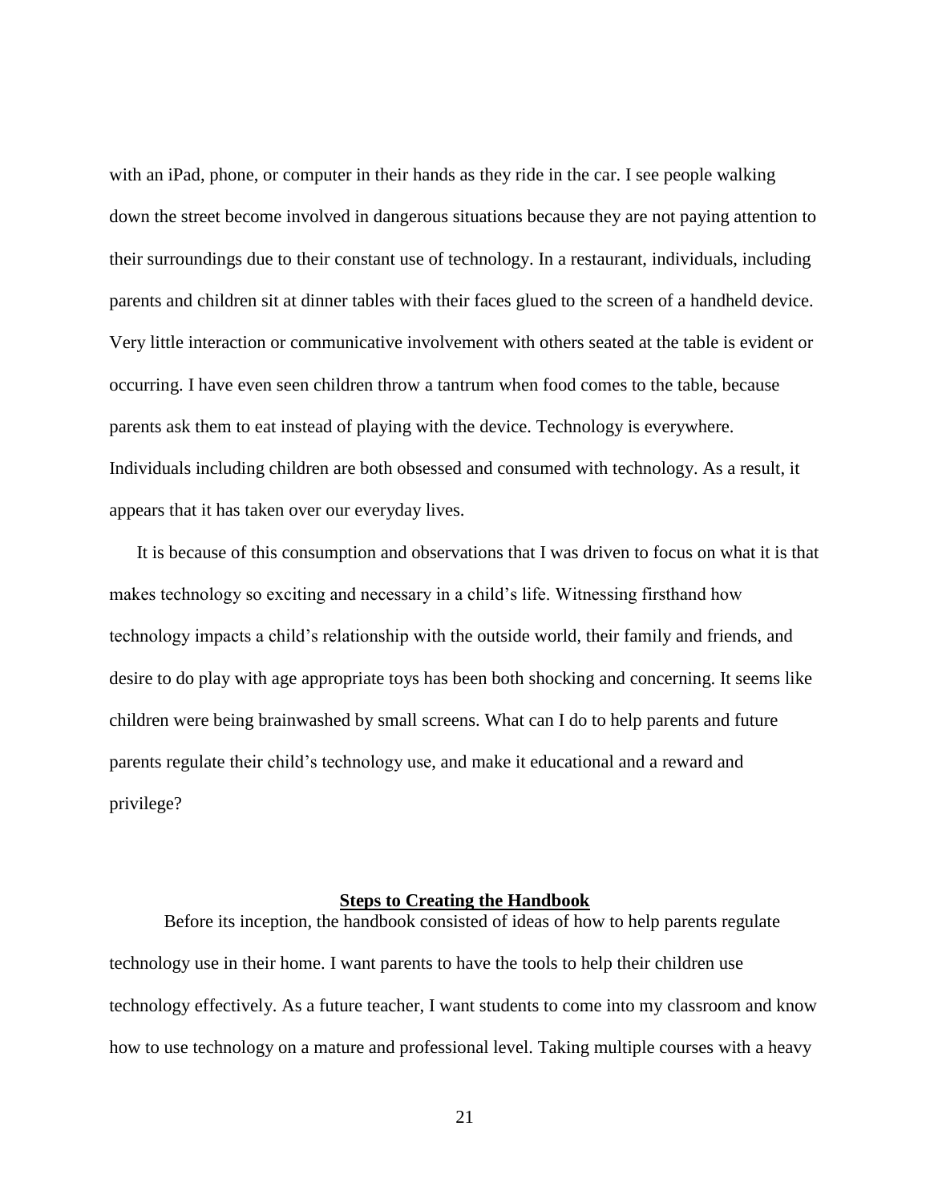with an iPad, phone, or computer in their hands as they ride in the car. I see people walking down the street become involved in dangerous situations because they are not paying attention to their surroundings due to their constant use of technology. In a restaurant, individuals, including parents and children sit at dinner tables with their faces glued to the screen of a handheld device. Very little interaction or communicative involvement with others seated at the table is evident or occurring. I have even seen children throw a tantrum when food comes to the table, because parents ask them to eat instead of playing with the device. Technology is everywhere. Individuals including children are both obsessed and consumed with technology. As a result, it appears that it has taken over our everyday lives.

It is because of this consumption and observations that I was driven to focus on what it is that makes technology so exciting and necessary in a child's life. Witnessing firsthand how technology impacts a child's relationship with the outside world, their family and friends, and desire to do play with age appropriate toys has been both shocking and concerning. It seems like children were being brainwashed by small screens. What can I do to help parents and future parents regulate their child's technology use, and make it educational and a reward and privilege?

## Steps to Creating the Handbook

Before its inception, the handbook consisted of ideas of how to help parents regulate technology use in their home. I want parents to have the tools to help their children use technology effectively. As a future teacher, I want students to come into my classroom and know how to use technology on a mature and professional level. Taking multiple courses with a heavy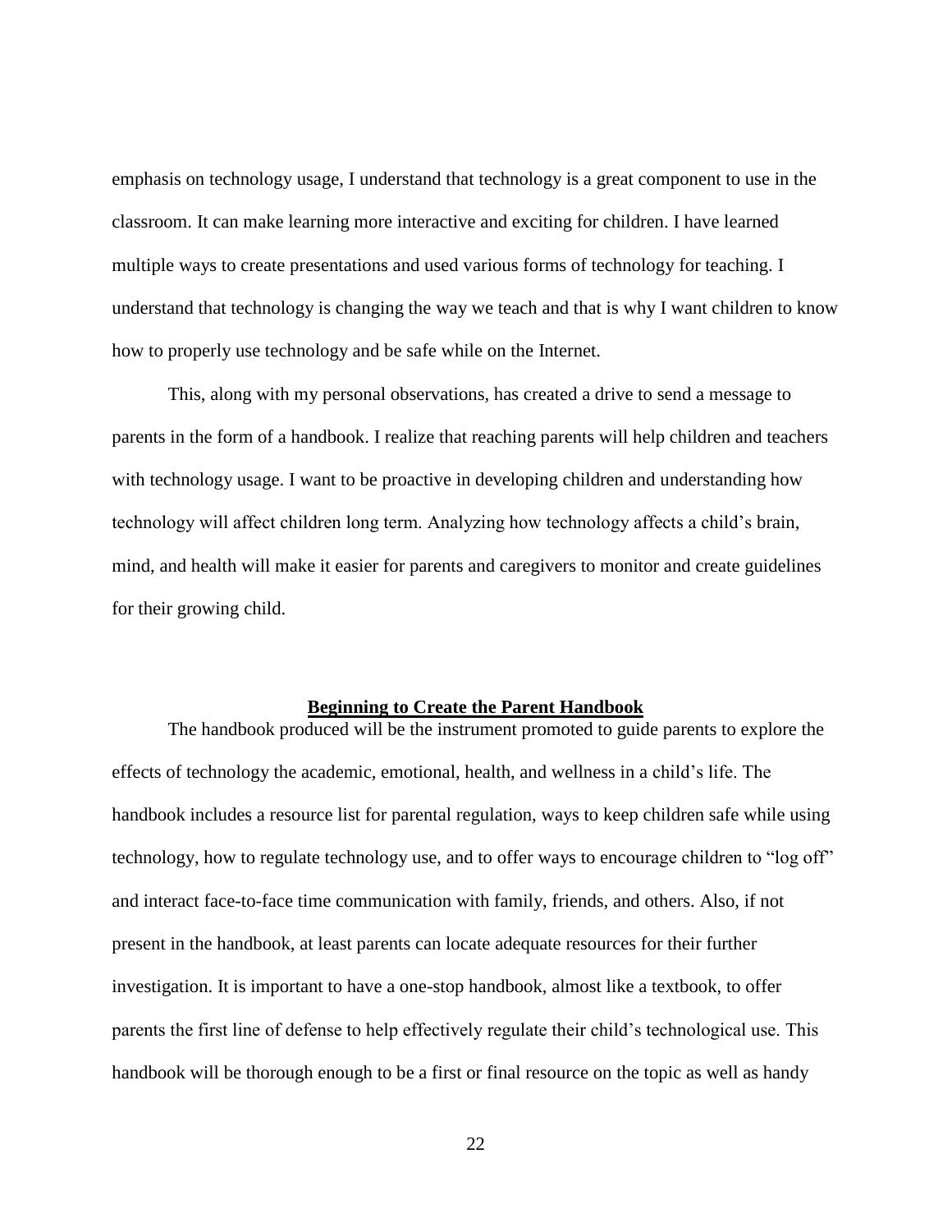emphasis on technology usage, I understand that technology is a great component to use in the classroom. It can make learning more interactive and exciting for children. I have learned multiple ways to create presentations and used various forms of technology for teaching. I understand that technology is changing the way we teach and that is why I want children to know how to properly use technology and be safe while on the Internet.

This, along with my personal observations, has created a drive to send a message to parents in the form of a handbook. I realize that reaching parents will help children and teachers with technology usage. I want to be proactive in developing children and understanding how technology will affect children long term. Analyzing how technology affects a child's brain, mind, and health will make it easier for parents and caregivers to monitor and create guidelines for their growing child.

## Beginning to Create the Parent Handbook

The handbook produced will be the instrument promoted to guide parents to explore the effects of technology the academic, emotional, health, and wellness in a child's life. The handbook includes a resource list for parental regulation, ways to keep children safe while using technology, how to regulate technology use, and to offer ways to encourage children to "log off" and interact face-to-face time communication with family, friends, and others. Also, if not present in the handbook, at least parents can locate adequate resources for their further investigation. It is important to have a one-stop handbook, almost like a textbook, to offer parents the first line of defense to help effectively regulate their child's technological use. This handbook will be thorough enough to be a first or final resource on the topic as well as handy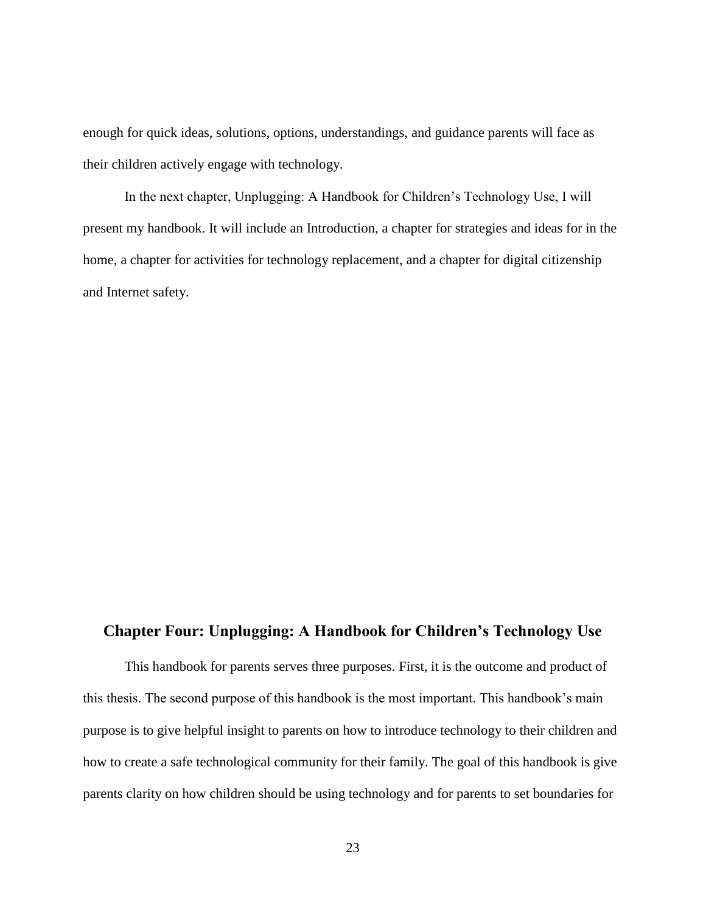enough for quick ideas, solutions, options, understandings, and guidance parents will face as their children actively engage with technology.

In the next chapter, Unplugging: A Handbook for Children's Technology Use, I will present my handbook. It will include an Introduction, a chapter for strategies and ideas for in the home, a chapter for activities for technology replacement, and a chapter for digital citizenship and Internet safety.

# Chapter Four: Unplugging: A Handbook for Children's Technology Use

This handbook for parents serves three purposes. First, it is the outcome and product of this thesis. The second purpose of this handbook is the most important. This handbook's main purpose is to give helpful insight to parents on how to introduce technology to their children and how to create a safe technological community for their family. The goal of this handbook is give parents clarity on how children should be using technology and for parents to set boundaries for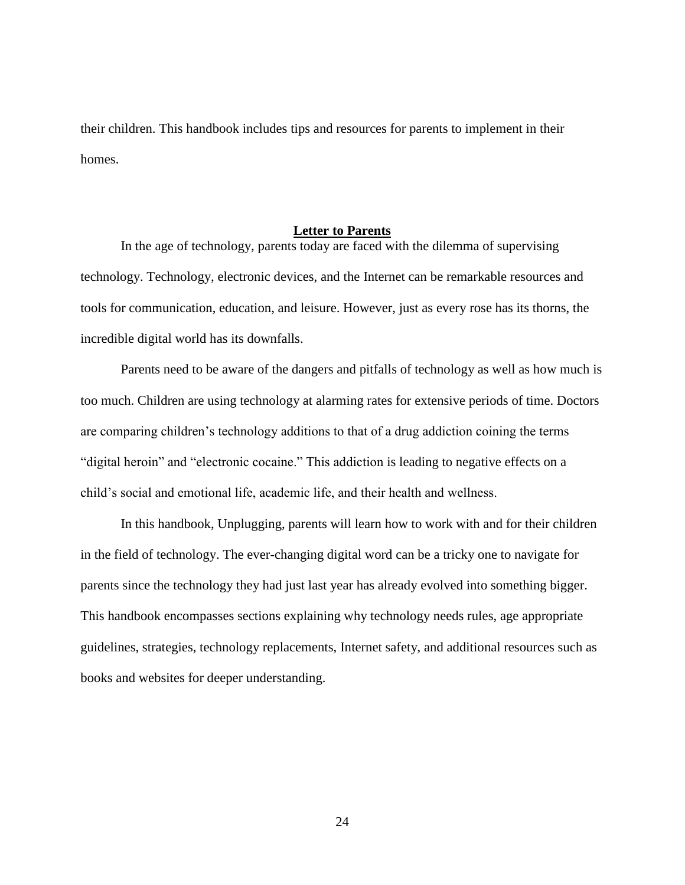their children. This handbook includes tips and resources for parents to implement in their homes.

## Letter to Parents

In the age of technology, parents today are faced with the dilemma of supervising technology. Technology, electronic devices, and the Internet can be remarkable resources and tools for communication, education, and leisure. However, just as every rose has its thorns, the incredible digital world has its downfalls.

Parents need to be aware of the dangers and pitfalls of technology as well as how much is too much. Children are using technology at alarming rates for extensive periods of time. Doctors are comparing children's technology additions to that of a drug addiction coining the terms "digital heroin" and "electronic cocaine." This addiction is leading to negative effects on a child's social and emotional life, academic life, and their health and wellness.

In this handbook, Unplugging, parents will learn how to work with and for their children in the field of technology. The ever-changing digital word can be a tricky one to navigate for parents since the technology they had just last year has already evolved into something bigger. This handbook encompasses sections explaining why technology needs rules, age appropriate guidelines, strategies, technology replacements, Internet safety, and additional resources such as books and websites for deeper understanding.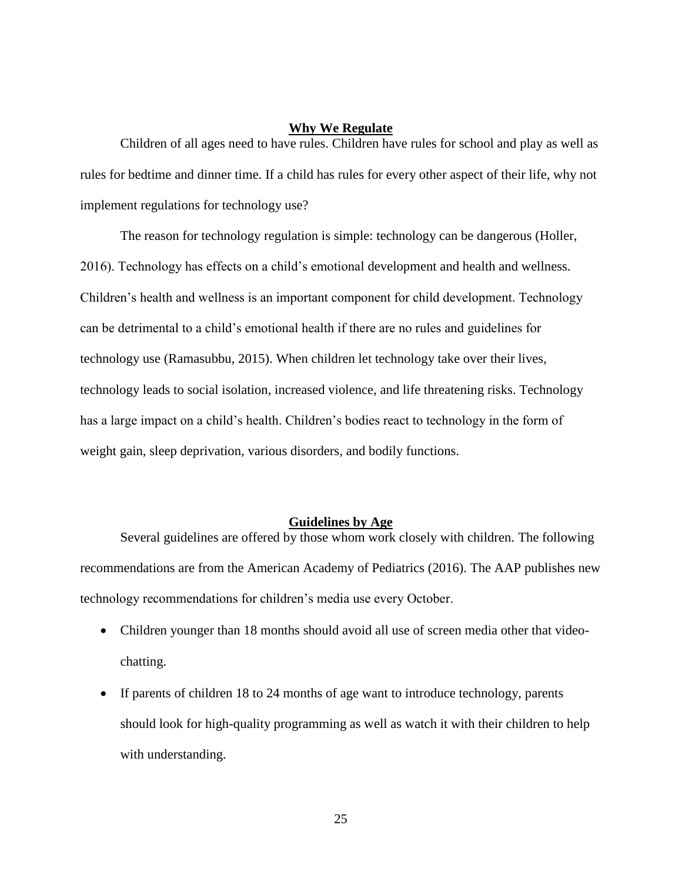## Why We Regulate

Children of all ages need to have rules. Children have rules for school and play as well as rules for bedtime and dinner time. If a child has rules for every other aspect of their life, why not implement regulations for technology use?

The reason for technology regulation is simple: technology can be dangerous (Holler, 2016). Technology has effects on a child's emotional development and health and wellness. Children's health and wellness is an important component for child development. Technology can be detrimental to a child's emotional health if there are no rules and guidelines for technology use (Ramasubbu, 2015). When children let technology take over their lives, technology leads to social isolation, increased violence, and life threatening risks. Technology has a large impact on a child's health. Children's bodies react to technology in the form of weight gain, sleep deprivation, various disorders, and bodily functions.

## Guidelines by Age

Several guidelines are offered by those whom work closely with children. The following recommendations are from the American Academy of Pediatrics (2016). The AAP publishes new technology recommendations for children's media use every October.

- Children younger than 18 months should avoid all use of screen media other that video-chatting.
- If parents of children 18 to 24 months of age want to introduce technology, parents should look for high-quality programming as well as watch it with their children to help with understanding.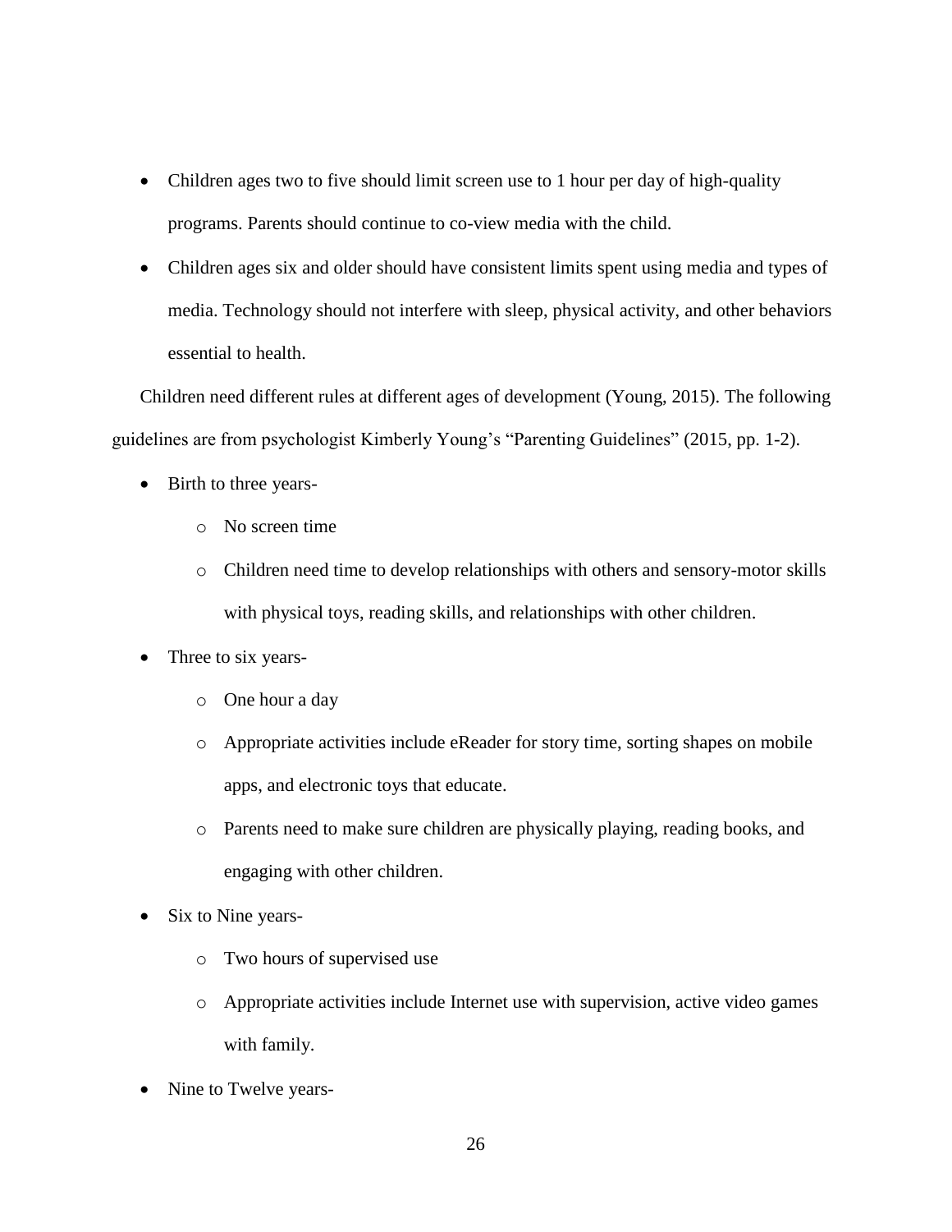- Children ages two to five should limit screen use to 1 hour per day of high-quality programs. Parents should continue to co-view media with the child.
- Children ages six and older should have consistent limits spent using media and types of media. Technology should not interfere with sleep, physical activity, and other behaviors essential to health.

Children need different rules at different ages of development (Young, 2015). The following guidelines are from psychologist Kimberly Young's "Parenting Guidelines" (2015, pp. 1-2).

- Birth to three years-
  - No screen time
  - Children need time to develop relationships with others and sensory-motor skills with physical toys, reading skills, and relationships with other children.
- Three to six years-
  - One hour a day
  - Appropriate activities include eReader for story time, sorting shapes on mobile apps, and electronic toys that educate.
  - Parents need to make sure children are physically playing, reading books, and engaging with other children.
- Six to Nine years-
  - Two hours of supervised use
  - Appropriate activities include Internet use with supervision, active video games with family.
- Nine to Twelve years-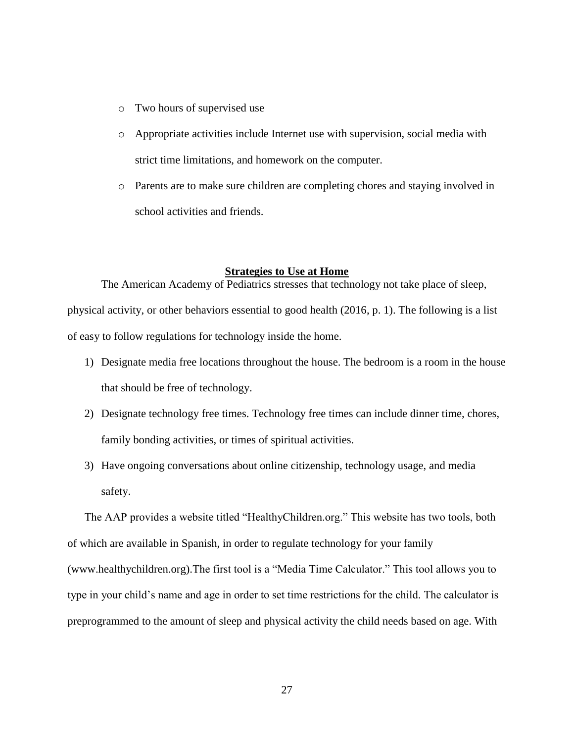- Two hours of supervised use
- Appropriate activities include Internet use with supervision, social media with strict time limitations, and homework on the computer.
- Parents are to make sure children are completing chores and staying involved in school activities and friends.

## Strategies to Use at Home

The American Academy of Pediatrics stresses that technology not take place of sleep, physical activity, or other behaviors essential to good health (2016, p. 1). The following is a list of easy to follow regulations for technology inside the home.

1) Designate media free locations throughout the house. The bedroom is a room in the house that should be free of technology.
2) Designate technology free times. Technology free times can include dinner time, chores, family bonding activities, or times of spiritual activities.
3) Have ongoing conversations about online citizenship, technology usage, and media safety.

The AAP provides a website titled "HealthyChildren.org." This website has two tools, both of which are available in Spanish, in order to regulate technology for your family (www.healthychildren.org).The first tool is a "Media Time Calculator." This tool allows you to type in your child's name and age in order to set time restrictions for the child. The calculator is preprogrammed to the amount of sleep and physical activity the child needs based on age. With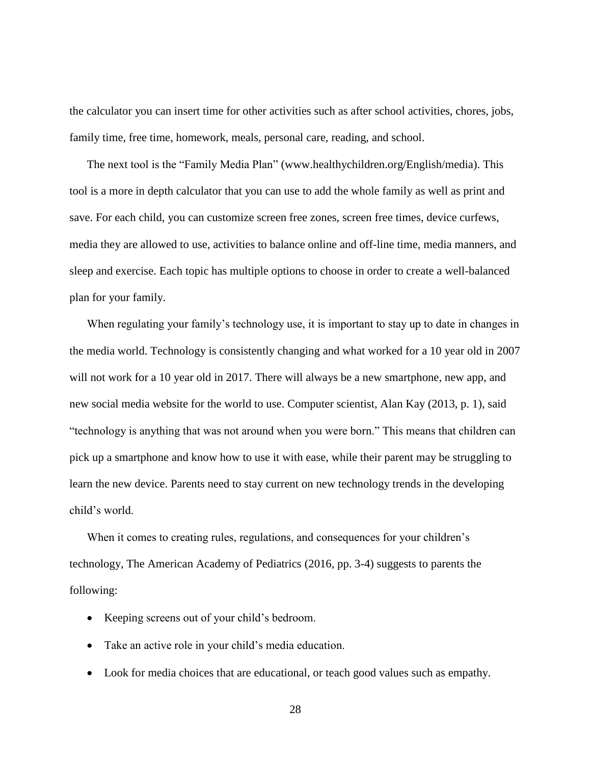the calculator you can insert time for other activities such as after school activities, chores, jobs, family time, free time, homework, meals, personal care, reading, and school.

The next tool is the "Family Media Plan" (www.healthychildren.org/English/media). This tool is a more in depth calculator that you can use to add the whole family as well as print and save. For each child, you can customize screen free zones, screen free times, device curfews, media they are allowed to use, activities to balance online and off-line time, media manners, and sleep and exercise. Each topic has multiple options to choose in order to create a well-balanced plan for your family.

When regulating your family's technology use, it is important to stay up to date in changes in the media world. Technology is consistently changing and what worked for a 10 year old in 2007 will not work for a 10 year old in 2017. There will always be a new smartphone, new app, and new social media website for the world to use. Computer scientist, Alan Kay (2013, p. 1), said "technology is anything that was not around when you were born." This means that children can pick up a smartphone and know how to use it with ease, while their parent may be struggling to learn the new device. Parents need to stay current on new technology trends in the developing child's world.

When it comes to creating rules, regulations, and consequences for your children's technology, The American Academy of Pediatrics (2016, pp. 3-4) suggests to parents the following:

- Keeping screens out of your child's bedroom.
- Take an active role in your child's media education.
- Look for media choices that are educational, or teach good values such as empathy.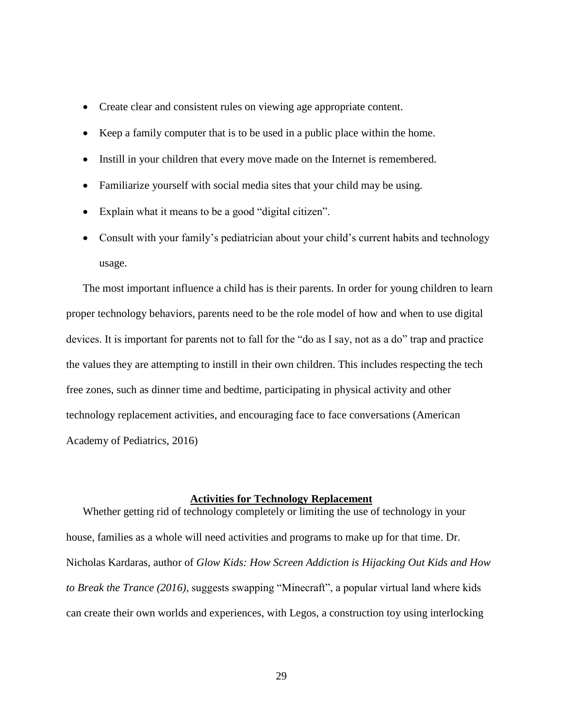- Create clear and consistent rules on viewing age appropriate content.
- Keep a family computer that is to be used in a public place within the home.
- Instill in your children that every move made on the Internet is remembered.
- Familiarize yourself with social media sites that your child may be using.
- Explain what it means to be a good "digital citizen".
- Consult with your family's pediatrician about your child's current habits and technology usage.

The most important influence a child has is their parents. In order for young children to learn proper technology behaviors, parents need to be the role model of how and when to use digital devices. It is important for parents not to fall for the "do as I say, not as a do" trap and practice the values they are attempting to instill in their own children. This includes respecting the tech free zones, such as dinner time and bedtime, participating in physical activity and other technology replacement activities, and encouraging face to face conversations (American Academy of Pediatrics, 2016)

## **Activities for Technology Replacement**

Whether getting rid of technology completely or limiting the use of technology in your house, families as a whole will need activities and programs to make up for that time. Dr. Nicholas Kardaras, author of *Glow Kids: How Screen Addiction is Hijacking Out Kids and How to Break the Trance (2016)*, suggests swapping "Minecraft", a popular virtual land where kids can create their own worlds and experiences, with Legos, a construction toy using interlocking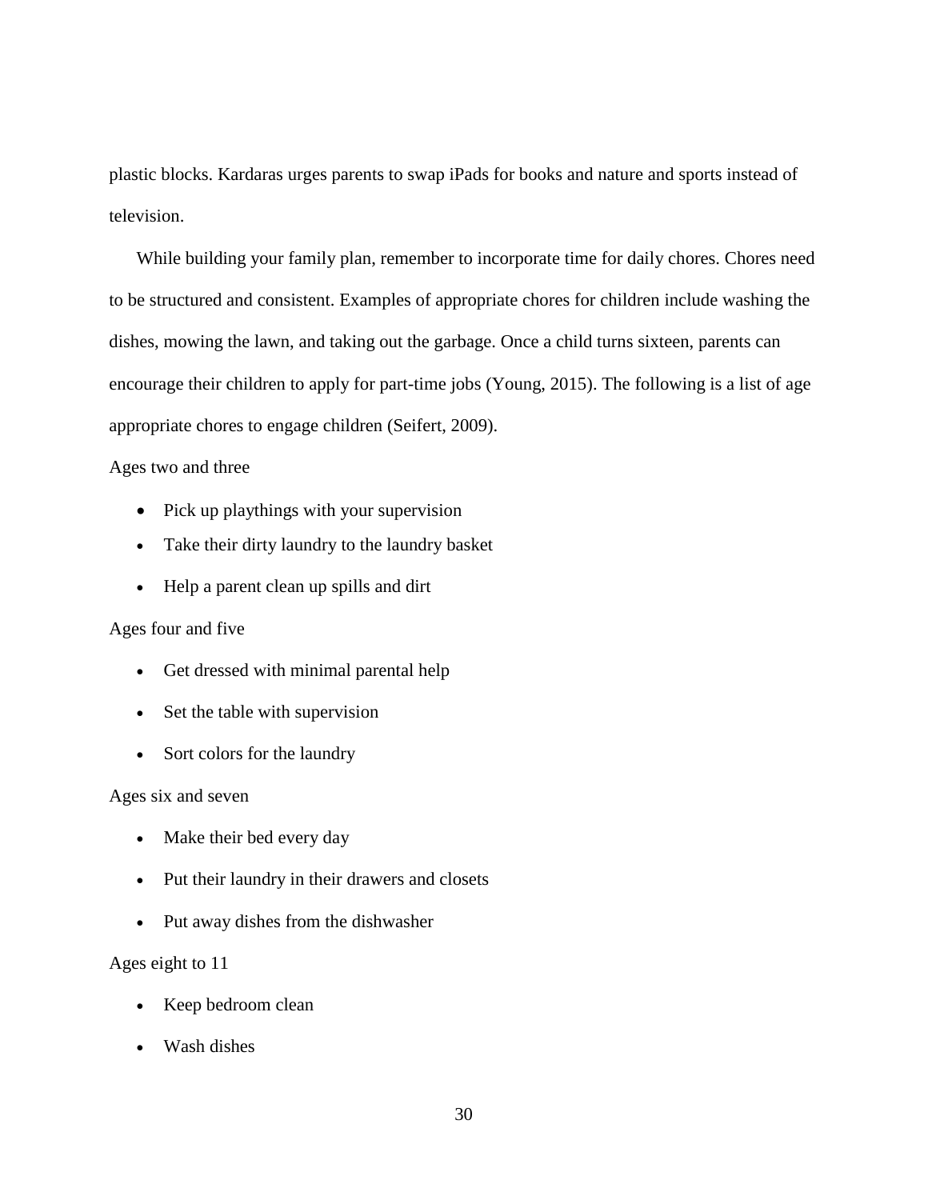plastic blocks. Kardaras urges parents to swap iPads for books and nature and sports instead of television.

While building your family plan, remember to incorporate time for daily chores. Chores need to be structured and consistent. Examples of appropriate chores for children include washing the dishes, mowing the lawn, and taking out the garbage. Once a child turns sixteen, parents can encourage their children to apply for part-time jobs (Young, 2015). The following is a list of age appropriate chores to engage children (Seifert, 2009).

Ages two and three

- Pick up playthings with your supervision
- Take their dirty laundry to the laundry basket
- Help a parent clean up spills and dirt

Ages four and five

- Get dressed with minimal parental help
- Set the table with supervision
- Sort colors for the laundry

Ages six and seven

- Make their bed every day
- Put their laundry in their drawers and closets
- Put away dishes from the dishwasher

Ages eight to 11

- Keep bedroom clean
- Wash dishes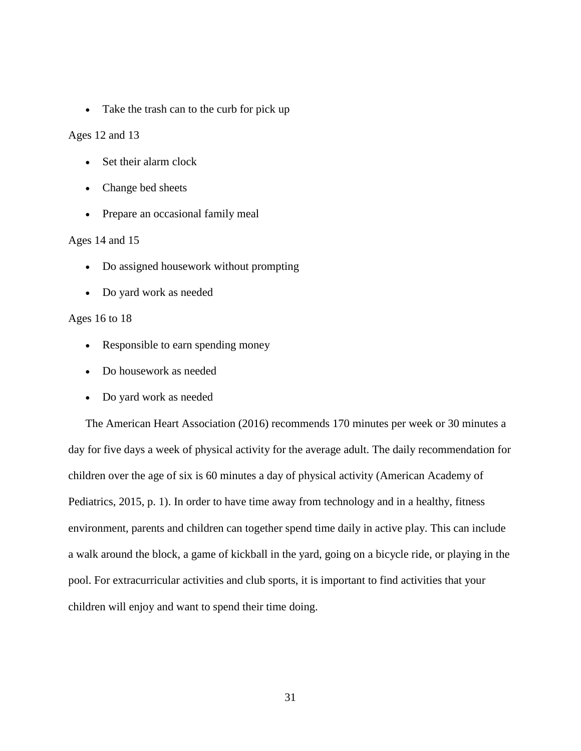- Take the trash can to the curb for pick up

Ages 12 and 13

- Set their alarm clock
- Change bed sheets
- Prepare an occasional family meal

Ages 14 and 15

- Do assigned housework without prompting
- Do yard work as needed

Ages 16 to 18

- Responsible to earn spending money
- Do housework as needed
- Do yard work as needed

The American Heart Association (2016) recommends 170 minutes per week or 30 minutes a day for five days a week of physical activity for the average adult. The daily recommendation for children over the age of six is 60 minutes a day of physical activity (American Academy of Pediatrics, 2015, p. 1). In order to have time away from technology and in a healthy, fitness environment, parents and children can together spend time daily in active play. This can include a walk around the block, a game of kickball in the yard, going on a bicycle ride, or playing in the pool. For extracurricular activities and club sports, it is important to find activities that your children will enjoy and want to spend their time doing.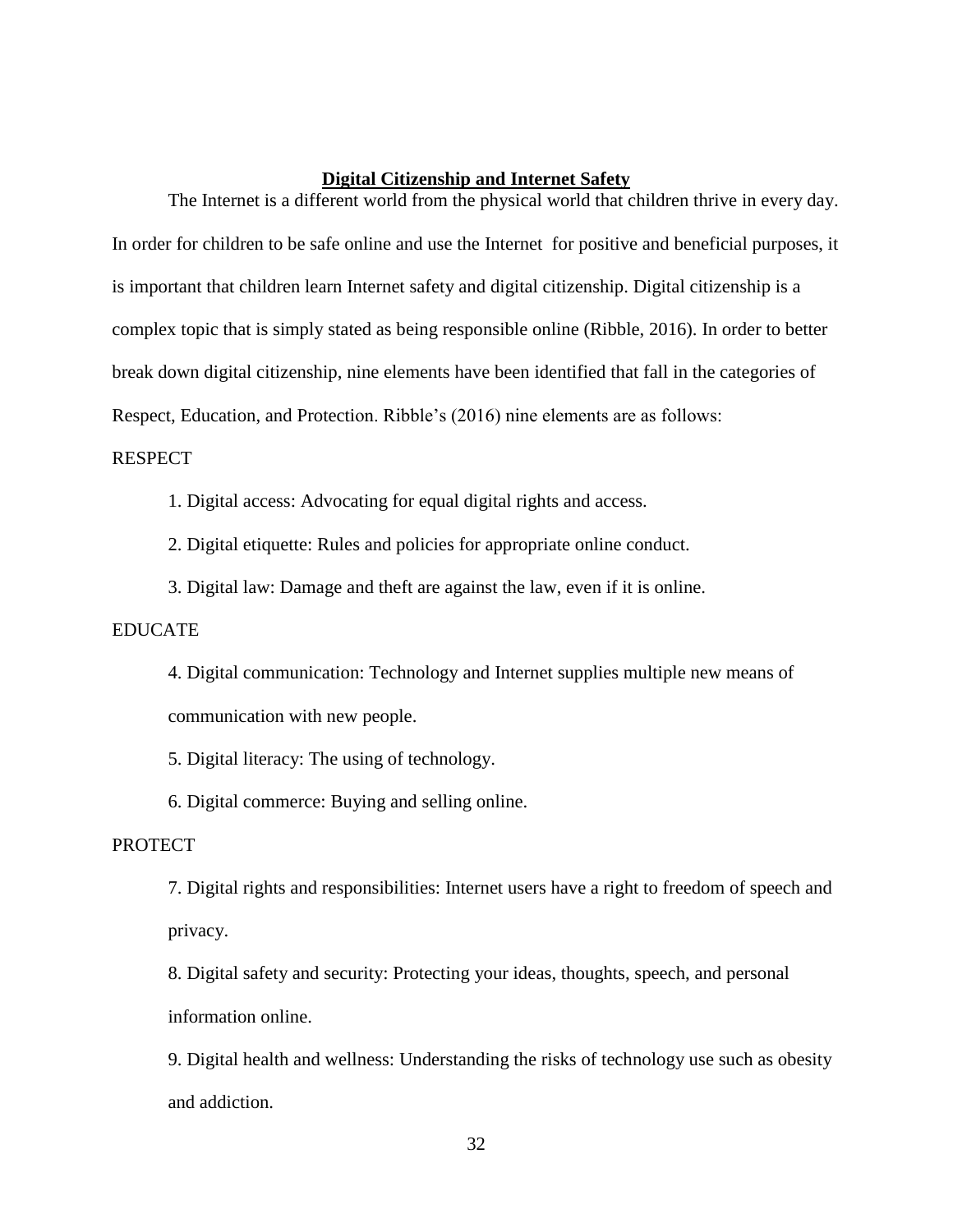## **Digital Citizenship and Internet Safety**

The Internet is a different world from the physical world that children thrive in every day. In order for children to be safe online and use the Internet for positive and beneficial purposes, it is important that children learn Internet safety and digital citizenship. Digital citizenship is a complex topic that is simply stated as being responsible online (Ribble, 2016). In order to better break down digital citizenship, nine elements have been identified that fall in the categories of Respect, Education, and Protection. Ribble's (2016) nine elements are as follows:

RESPECT

1. Digital access: Advocating for equal digital rights and access.
2. Digital etiquette: Rules and policies for appropriate online conduct.
3. Digital law: Damage and theft are against the law, even if it is online.

EDUCATE

4. Digital communication: Technology and Internet supplies multiple new means of communication with new people.
5. Digital literacy: The using of technology.
6. Digital commerce: Buying and selling online.

PROTECT

7. Digital rights and responsibilities: Internet users have a right to freedom of speech and privacy.
8. Digital safety and security: Protecting your ideas, thoughts, speech, and personal information online.
9. Digital health and wellness: Understanding the risks of technology use such as obesity and addiction.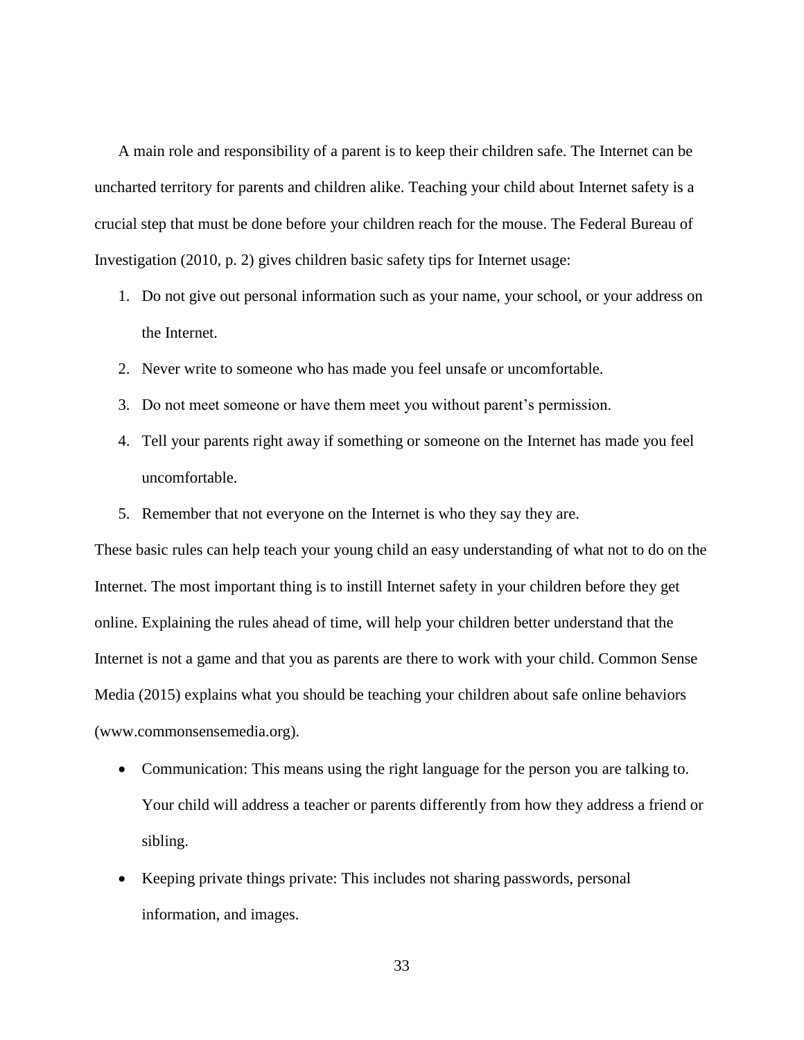A main role and responsibility of a parent is to keep their children safe. The Internet can be uncharted territory for parents and children alike. Teaching your child about Internet safety is a crucial step that must be done before your children reach for the mouse. The Federal Bureau of Investigation (2010, p. 2) gives children basic safety tips for Internet usage:

1. Do not give out personal information such as your name, your school, or your address on the Internet.
2. Never write to someone who has made you feel unsafe or uncomfortable.
3. Do not meet someone or have them meet you without parent's permission.
4. Tell your parents right away if something or someone on the Internet has made you feel uncomfortable.
5. Remember that not everyone on the Internet is who they say they are.

These basic rules can help teach your young child an easy understanding of what not to do on the Internet. The most important thing is to instill Internet safety in your children before they get online. Explaining the rules ahead of time, will help your children better understand that the Internet is not a game and that you as parents are there to work with your child. Common Sense Media (2015) explains what you should be teaching your children about safe online behaviors (www.commonsensemedia.org).

- Communication: This means using the right language for the person you are talking to. Your child will address a teacher or parents differently from how they address a friend or sibling.
- Keeping private things private: This includes not sharing passwords, personal information, and images.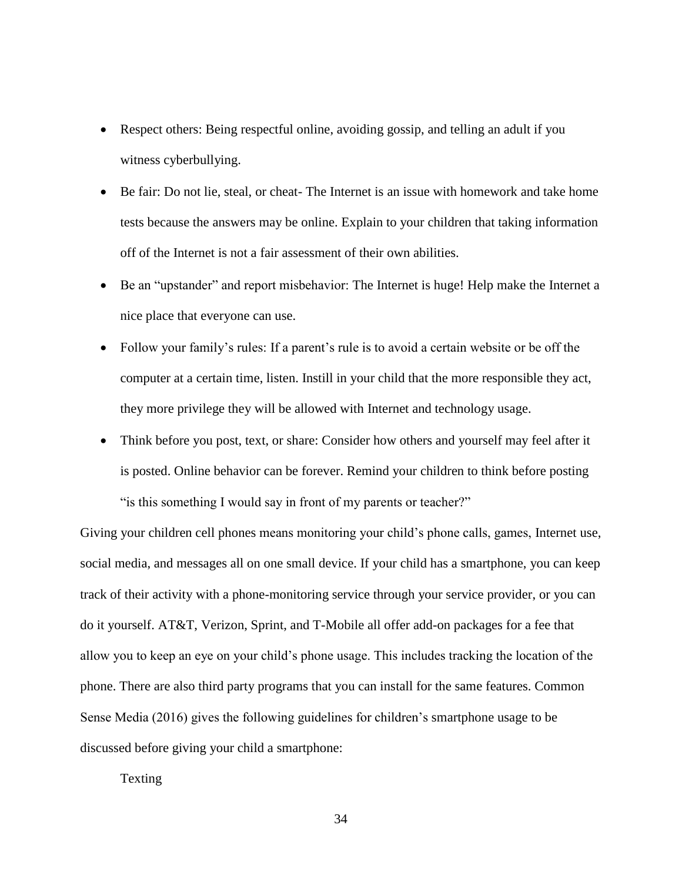- Respect others: Being respectful online, avoiding gossip, and telling an adult if you witness cyberbullying.
- Be fair: Do not lie, steal, or cheat- The Internet is an issue with homework and take home tests because the answers may be online. Explain to your children that taking information off of the Internet is not a fair assessment of their own abilities.
- Be an "upstander" and report misbehavior: The Internet is huge! Help make the Internet a nice place that everyone can use.
- Follow your family's rules: If a parent's rule is to avoid a certain website or be off the computer at a certain time, listen. Instill in your child that the more responsible they act, they more privilege they will be allowed with Internet and technology usage.
- Think before you post, text, or share: Consider how others and yourself may feel after it is posted. Online behavior can be forever. Remind your children to think before posting "is this something I would say in front of my parents or teacher?"

Giving your children cell phones means monitoring your child's phone calls, games, Internet use, social media, and messages all on one small device. If your child has a smartphone, you can keep track of their activity with a phone-monitoring service through your service provider, or you can do it yourself. AT&T, Verizon, Sprint, and T-Mobile all offer add-on packages for a fee that allow you to keep an eye on your child's phone usage. This includes tracking the location of the phone. There are also third party programs that you can install for the same features. Common Sense Media (2016) gives the following guidelines for children's smartphone usage to be discussed before giving your child a smartphone:

Texting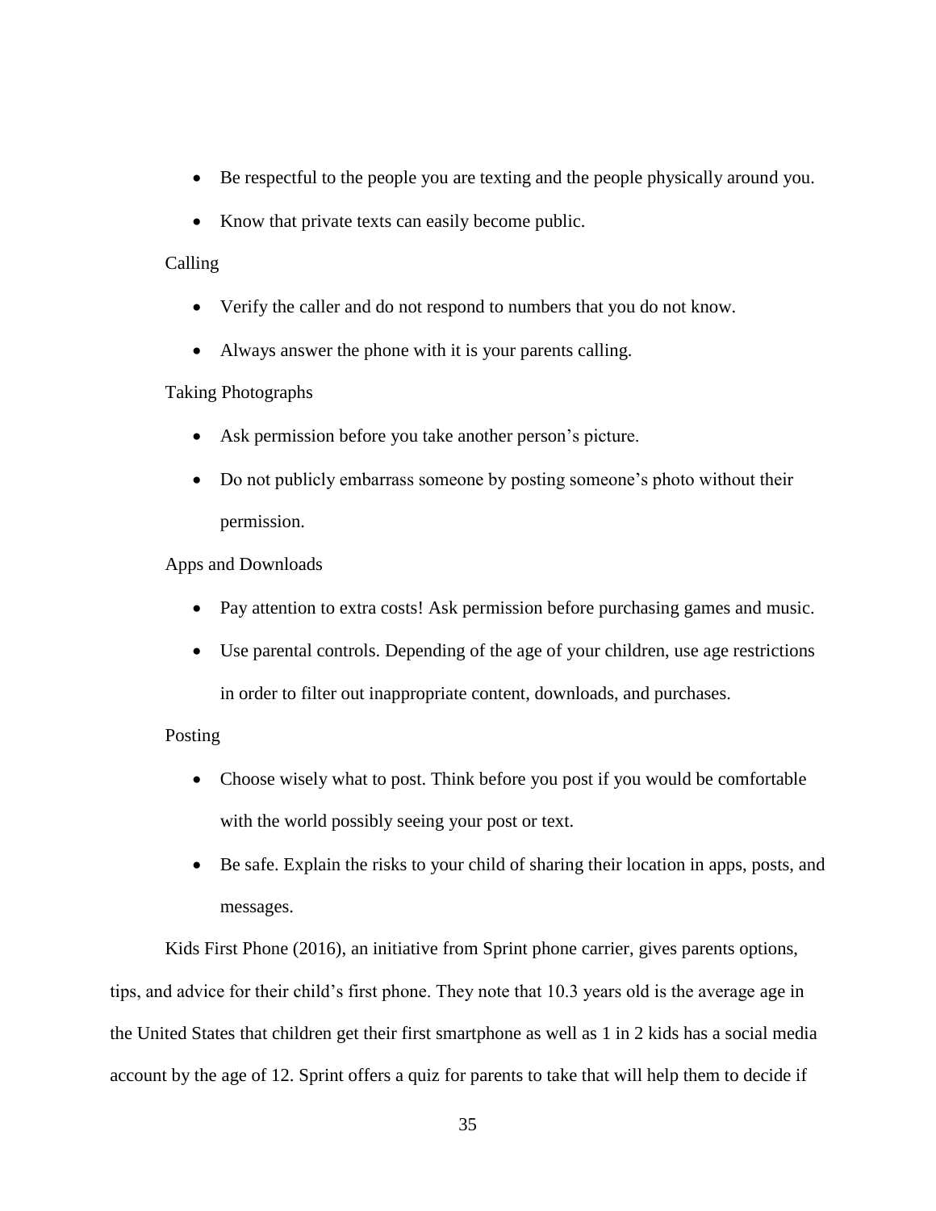- Be respectful to the people you are texting and the people physically around you.
- Know that private texts can easily become public.

Calling

- Verify the caller and do not respond to numbers that you do not know.
- Always answer the phone with it is your parents calling.

Taking Photographs

- Ask permission before you take another person’s picture.
- Do not publicly embarrass someone by posting someone’s photo without their permission.

Apps and Downloads

- Pay attention to extra costs! Ask permission before purchasing games and music.
- Use parental controls. Depending of the age of your children, use age restrictions in order to filter out inappropriate content, downloads, and purchases.

Posting

- Choose wisely what to post. Think before you post if you would be comfortable with the world possibly seeing your post or text.
- Be safe. Explain the risks to your child of sharing their location in apps, posts, and messages.

Kids First Phone (2016), an initiative from Sprint phone carrier, gives parents options, tips, and advice for their child’s first phone. They note that 10.3 years old is the average age in the United States that children get their first smartphone as well as 1 in 2 kids has a social media account by the age of 12. Sprint offers a quiz for parents to take that will help them to decide if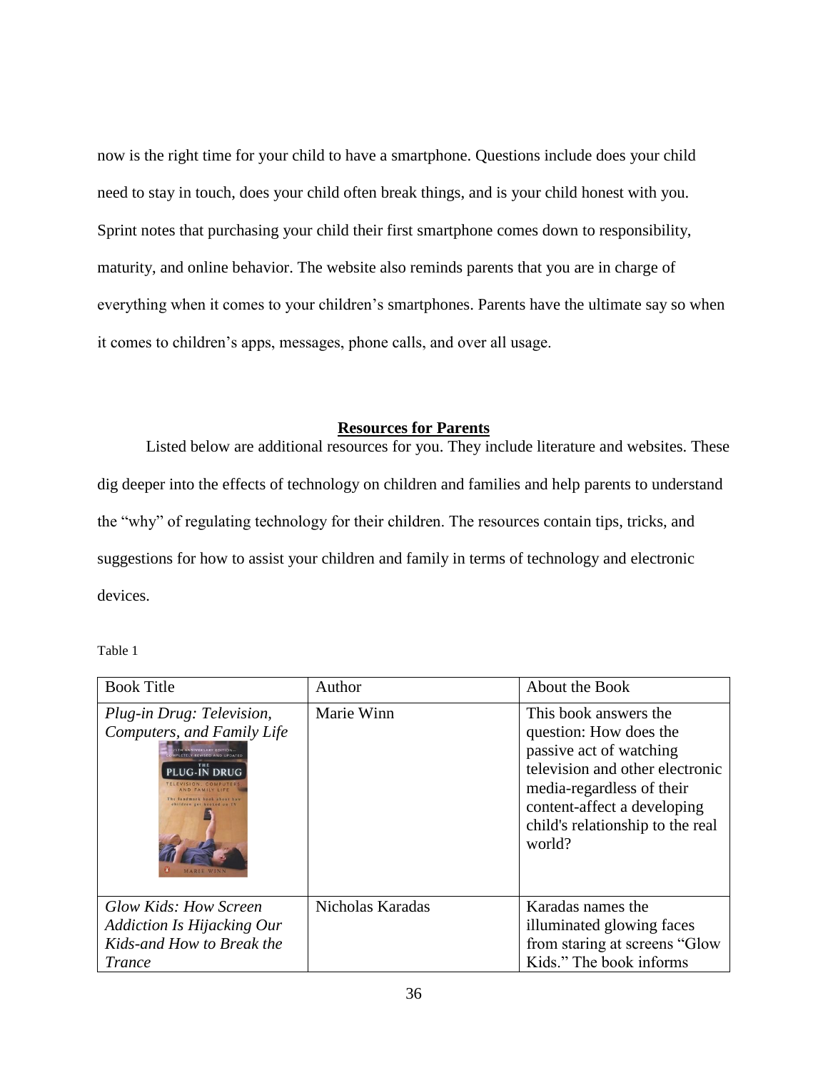now is the right time for your child to have a smartphone. Questions include does your child need to stay in touch, does your child often break things, and is your child honest with you. Sprint notes that purchasing your child their first smartphone comes down to responsibility, maturity, and online behavior. The website also reminds parents that you are in charge of everything when it comes to your children's smartphones. Parents have the ultimate say so when it comes to children's apps, messages, phone calls, and over all usage.

## **Resources for Parents**

Listed below are additional resources for you. They include literature and websites. These dig deeper into the effects of technology on children and families and help parents to understand the "why" of regulating technology for their children. The resources contain tips, tricks, and suggestions for how to assist your children and family in terms of technology and electronic devices.

Table 1

| Book Title | Author | About the Book |
| --- | --- | --- |
| *Plug-in Drug: Television, Computers, and Family Life* | Marie Winn | This book answers the question: How does the passive act of watching television and other electronic media-regardless of their content-affect a developing child's relationship to the real world? |
| *Glow Kids: How Screen Addiction Is Hijacking Our Kids-and How to Break the Trance* | Nicholas Karadas | Karadas names the illuminated glowing faces from staring at screens "Glow Kids." The book informs |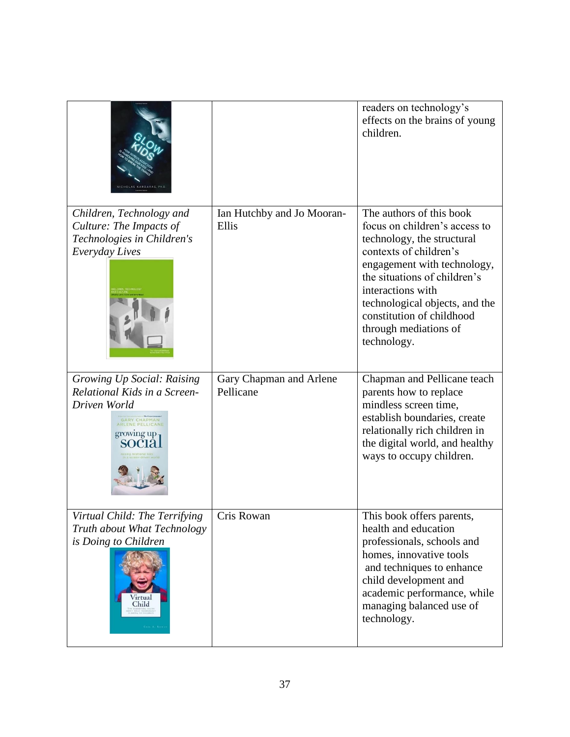| | | |
|---|---|---|
| | | readers on technology's effects on the brains of young children. |
| *Children, Technology and Culture: The Impacts of Technologies in Children's Everyday Lives* | Ian Hutchby and Jo Mooran-Ellis | The authors of this book focus on children's access to technology, the structural contexts of children's engagement with technology, the situations of children's interactions with technological objects, and the constitution of childhood through mediations of technology. |
| *Growing Up Social: Raising Relational Kids in a Screen-Driven World* | Gary Chapman and Arlene Pellicane | Chapman and Pellicane teach parents how to replace mindless screen time, establish boundaries, create relationally rich children in the digital world, and healthy ways to occupy children. |
| *Virtual Child: The Terrifying Truth about What Technology is Doing to Children* | Cris Rowan | This book offers parents, health and education professionals, schools and homes, innovative tools and techniques to enhance child development and academic performance, while managing balanced use of technology. |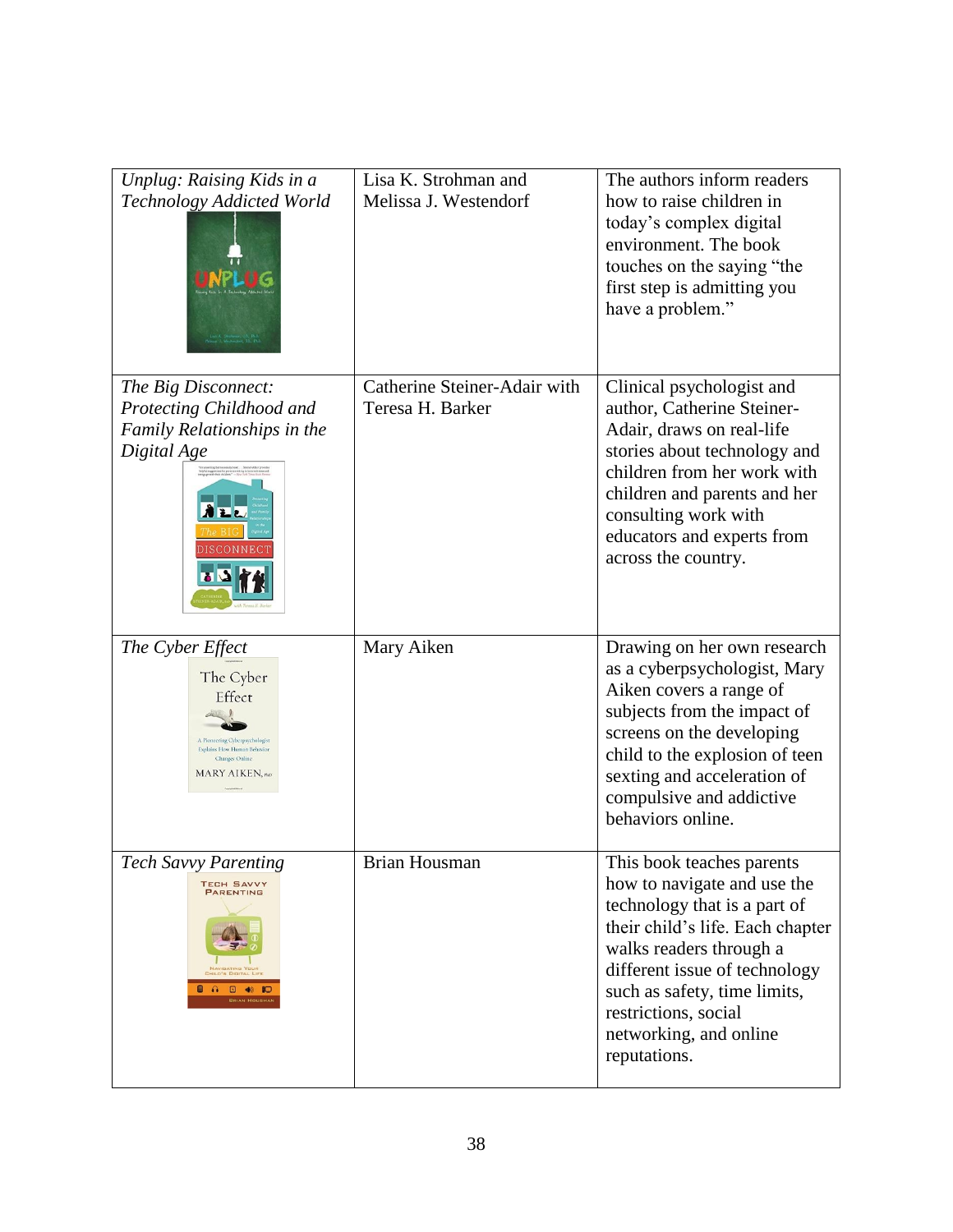| *Unplug: Raising Kids in a Technology Addicted World* | Lisa K. Strohman and Melissa J. Westendorf | The authors inform readers how to raise children in today's complex digital environment. The book touches on the saying "the first step is admitting you have a problem." |
|---|---|---|
| *The Big Disconnect: Protecting Childhood and Family Relationships in the Digital Age* | Catherine Steiner-Adair with Teresa H. Barker | Clinical psychologist and author, Catherine Steiner-Adair, draws on real-life stories about technology and children from her work with children and parents and her consulting work with educators and experts from across the country. |
| *The Cyber Effect* | Mary Aiken | Drawing on her own research as a cyberpsychologist, Mary Aiken covers a range of subjects from the impact of screens on the developing child to the explosion of teen sexting and acceleration of compulsive and addictive behaviors online. |
| *Tech Savvy Parenting* | Brian Housman | This book teaches parents how to navigate and use the technology that is a part of their child's life. Each chapter walks readers through a different issue of technology such as safety, time limits, restrictions, social networking, and online reputations. |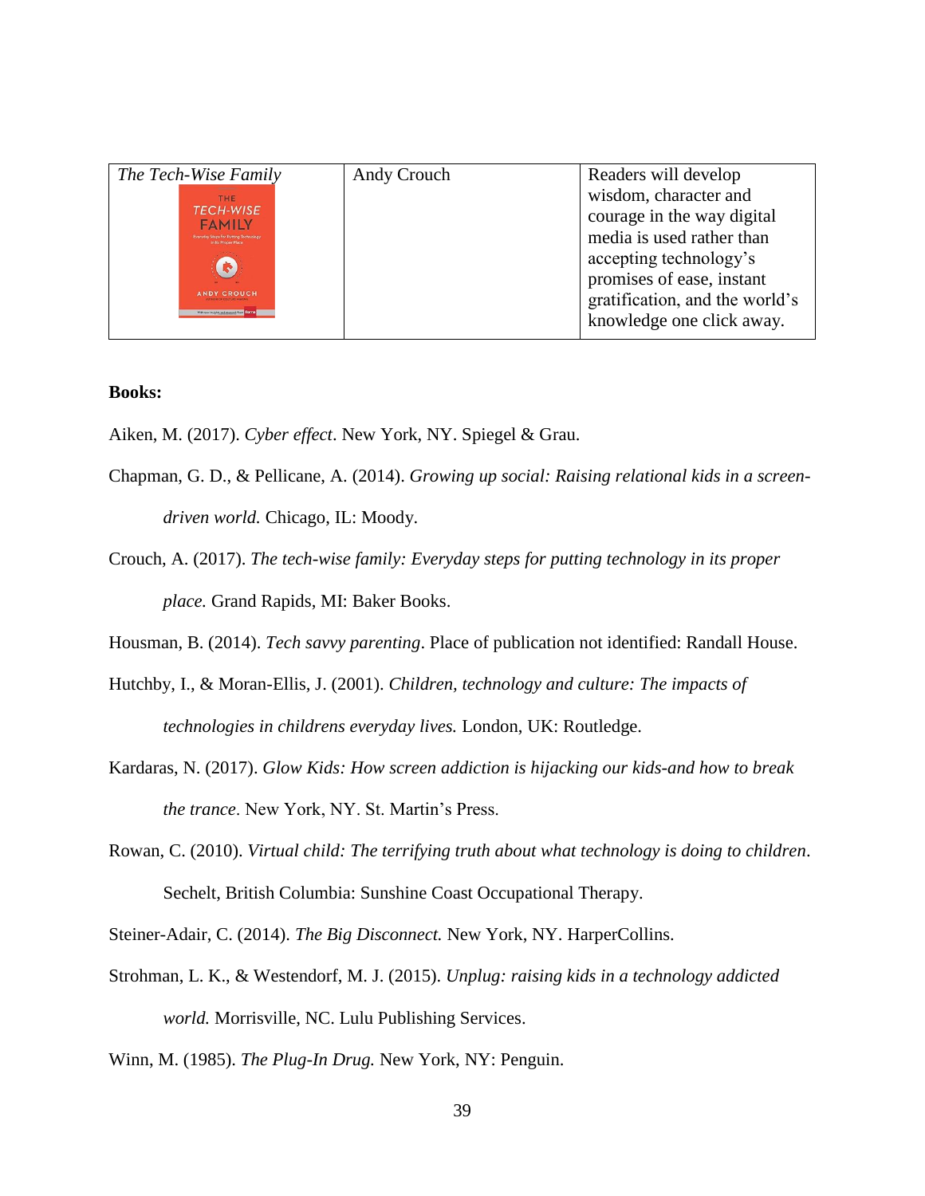| The Tech-Wise Family | Andy Crouch | Readers will develop wisdom, character and courage in the way digital media is used rather than accepting technology's promises of ease, instant gratification, and the world's knowledge one click away. |
|---|---|---|

**Books:**

Aiken, M. (2017). *Cyber effect*. New York, NY. Spiegel & Grau.

Chapman, G. D., & Pellicane, A. (2014). *Growing up social: Raising relational kids in a screen-driven world.* Chicago, IL: Moody.

Crouch, A. (2017). *The tech-wise family: Everyday steps for putting technology in its proper place.* Grand Rapids, MI: Baker Books.

Housman, B. (2014). *Tech savvy parenting*. Place of publication not identified: Randall House.

Hutchby, I., & Moran-Ellis, J. (2001). *Children, technology and culture: The impacts of technologies in childrens everyday lives.* London, UK: Routledge.

Kardaras, N. (2017). *Glow Kids: How screen addiction is hijacking our kids-and how to break the trance*. New York, NY. St. Martin's Press.

Rowan, C. (2010). *Virtual child: The terrifying truth about what technology is doing to children*. Sechelt, British Columbia: Sunshine Coast Occupational Therapy.

Steiner-Adair, C. (2014). *The Big Disconnect.* New York, NY. HarperCollins.

Strohman, L. K., & Westendorf, M. J. (2015). *Unplug: raising kids in a technology addicted world.* Morrisville, NC. Lulu Publishing Services.

Winn, M. (1985). *The Plug-In Drug.* New York, NY: Penguin.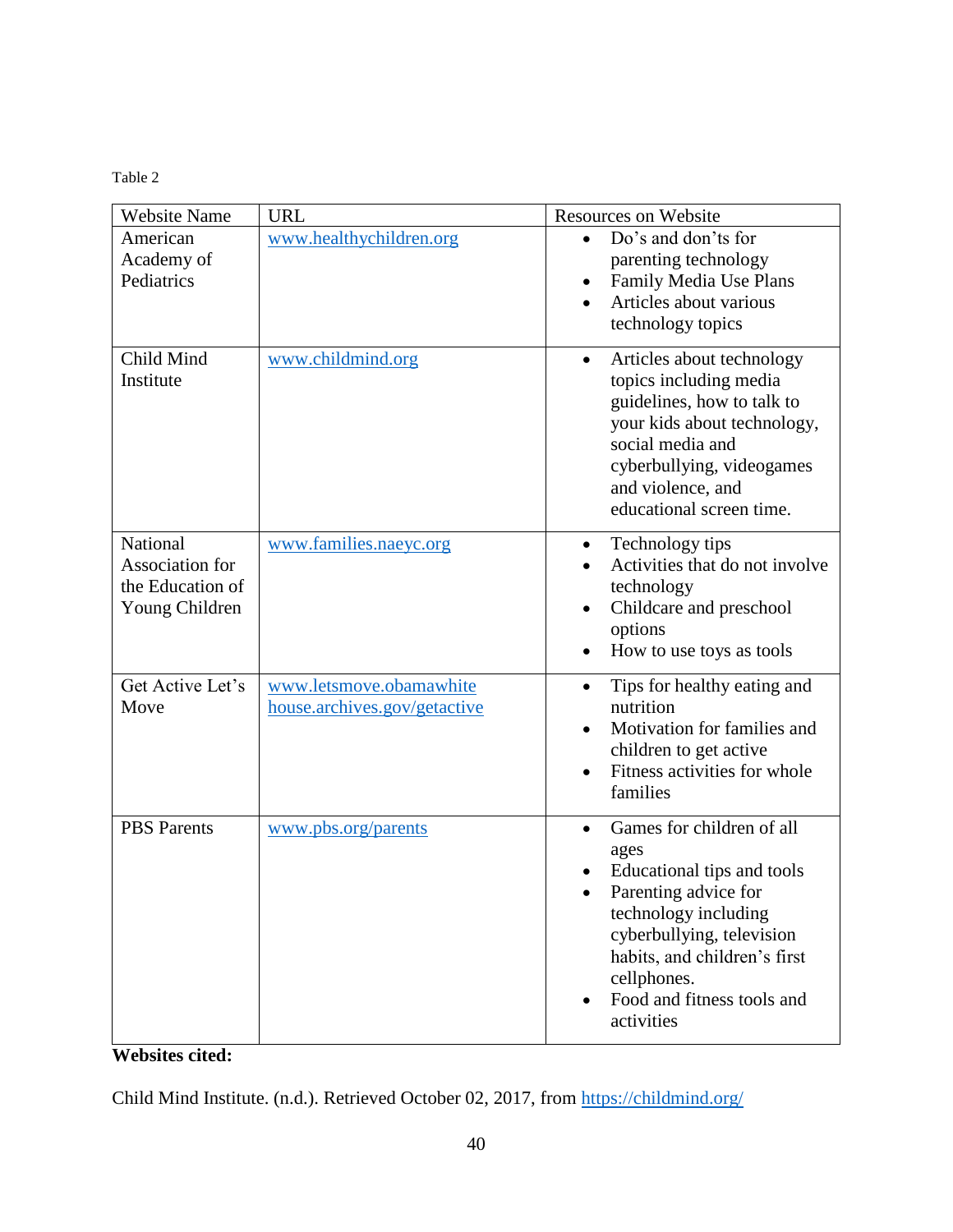Table 2

| Website Name | URL | Resources on Website |
|---|---|---|
| American Academy of Pediatrics | www.healthychildren.org | • Do's and don'ts for parenting technology<br>• Family Media Use Plans<br>• Articles about various technology topics |
| Child Mind Institute | www.childmind.org | • Articles about technology topics including media guidelines, how to talk to your kids about technology, social media and cyberbullying, videogames and violence, and educational screen time. |
| National Association for the Education of Young Children | www.families.naeyc.org | • Technology tips<br>• Activities that do not involve technology<br>• Childcare and preschool options<br>• How to use toys as tools |
| Get Active Let's Move | www.letsmove.obamawhitehouse.archives.gov/getactive | • Tips for healthy eating and nutrition<br>• Motivation for families and children to get active<br>• Fitness activities for whole families |
| PBS Parents | www.pbs.org/parents | • Games for children of all ages<br>• Educational tips and tools<br>• Parenting advice for technology including cyberbullying, television habits, and children's first cellphones.<br>• Food and fitness tools and activities |

**Websites cited:**

Child Mind Institute. (n.d.). Retrieved October 02, 2017, from https://childmind.org/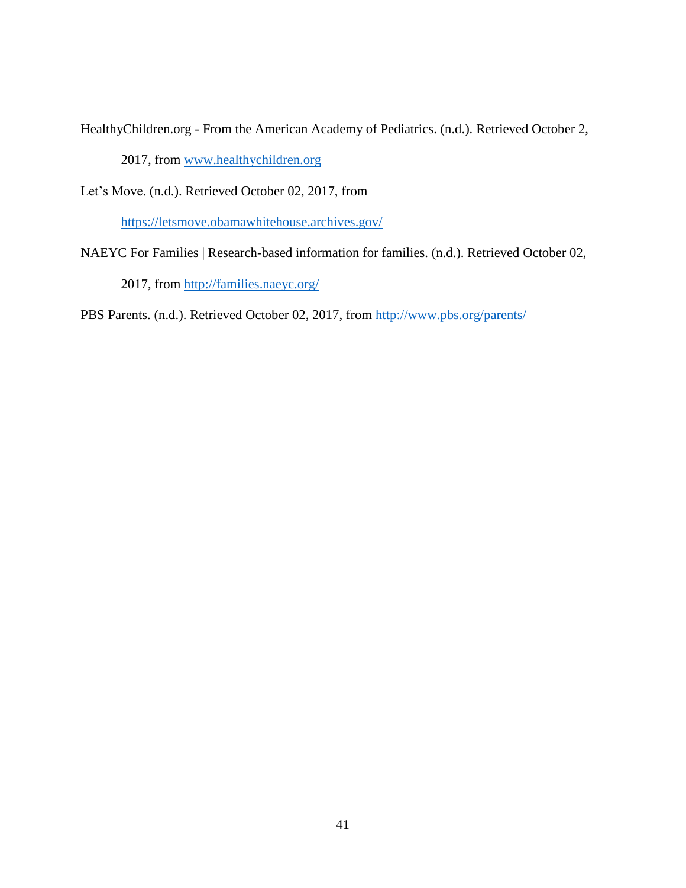HealthyChildren.org - From the American Academy of Pediatrics. (n.d.). Retrieved October 2, 2017, from www.healthychildren.org

Let's Move. (n.d.). Retrieved October 02, 2017, from https://letsmove.obamawhitehouse.archives.gov/

NAEYC For Families | Research-based information for families. (n.d.). Retrieved October 02, 2017, from http://families.naeyc.org/

PBS Parents. (n.d.). Retrieved October 02, 2017, from http://www.pbs.org/parents/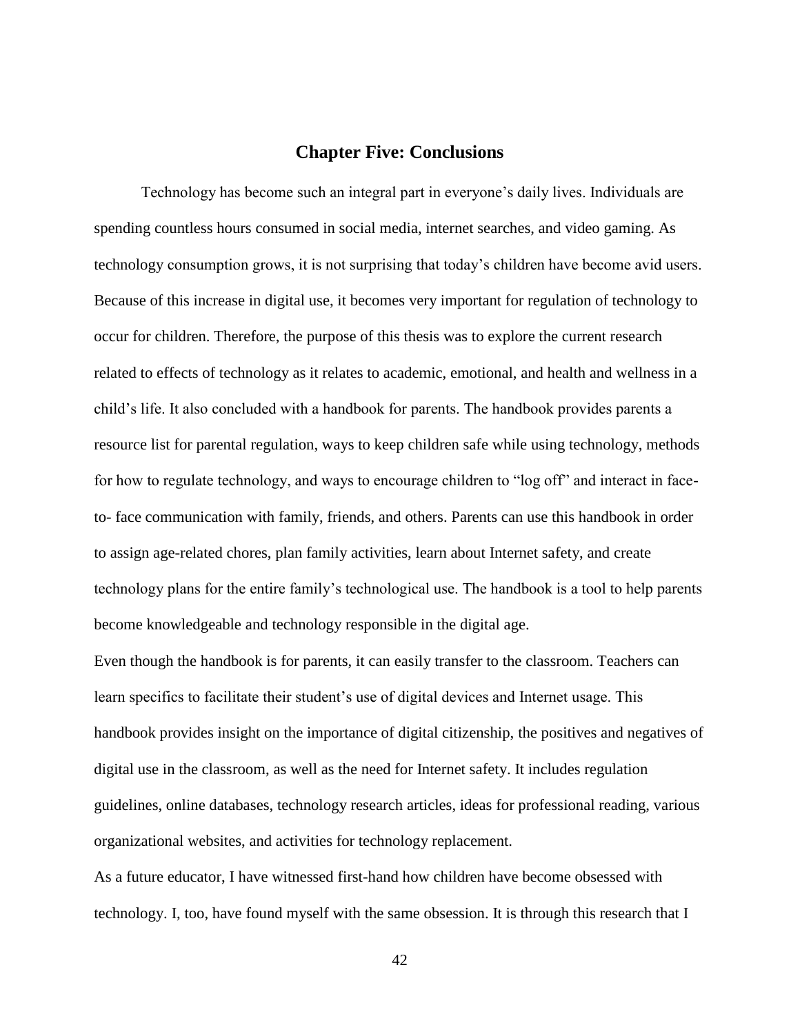# Chapter Five: Conclusions

Technology has become such an integral part in everyone's daily lives. Individuals are spending countless hours consumed in social media, internet searches, and video gaming. As technology consumption grows, it is not surprising that today's children have become avid users. Because of this increase in digital use, it becomes very important for regulation of technology to occur for children. Therefore, the purpose of this thesis was to explore the current research related to effects of technology as it relates to academic, emotional, and health and wellness in a child's life. It also concluded with a handbook for parents. The handbook provides parents a resource list for parental regulation, ways to keep children safe while using technology, methods for how to regulate technology, and ways to encourage children to "log off" and interact in face-to- face communication with family, friends, and others. Parents can use this handbook in order to assign age-related chores, plan family activities, learn about Internet safety, and create technology plans for the entire family's technological use. The handbook is a tool to help parents become knowledgeable and technology responsible in the digital age.

Even though the handbook is for parents, it can easily transfer to the classroom. Teachers can learn specifics to facilitate their student's use of digital devices and Internet usage. This handbook provides insight on the importance of digital citizenship, the positives and negatives of digital use in the classroom, as well as the need for Internet safety. It includes regulation guidelines, online databases, technology research articles, ideas for professional reading, various organizational websites, and activities for technology replacement.

As a future educator, I have witnessed first-hand how children have become obsessed with technology. I, too, have found myself with the same obsession. It is through this research that I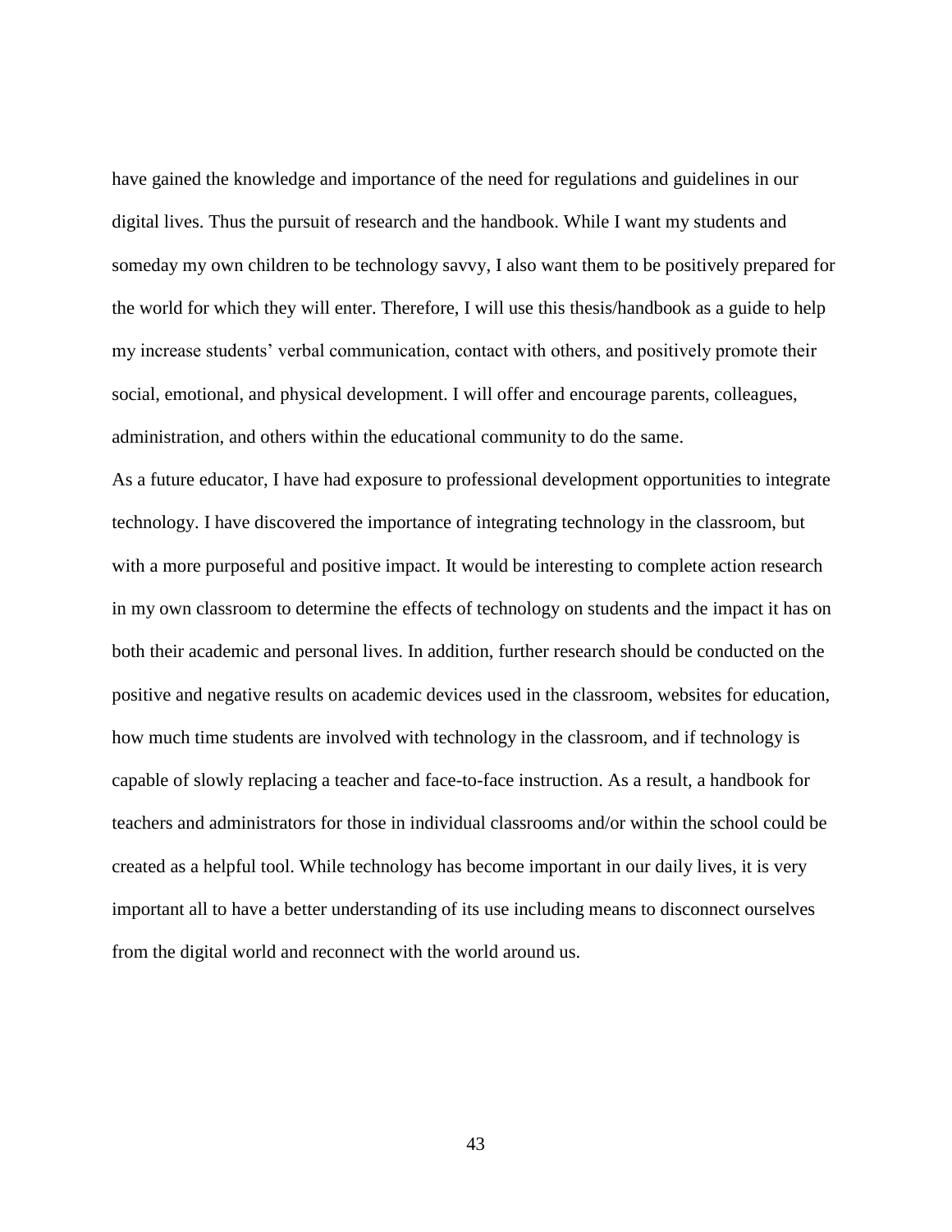have gained the knowledge and importance of the need for regulations and guidelines in our digital lives. Thus the pursuit of research and the handbook. While I want my students and someday my own children to be technology savvy, I also want them to be positively prepared for the world for which they will enter. Therefore, I will use this thesis/handbook as a guide to help my increase students' verbal communication, contact with others, and positively promote their social, emotional, and physical development. I will offer and encourage parents, colleagues, administration, and others within the educational community to do the same.

As a future educator, I have had exposure to professional development opportunities to integrate technology. I have discovered the importance of integrating technology in the classroom, but with a more purposeful and positive impact. It would be interesting to complete action research in my own classroom to determine the effects of technology on students and the impact it has on both their academic and personal lives. In addition, further research should be conducted on the positive and negative results on academic devices used in the classroom, websites for education, how much time students are involved with technology in the classroom, and if technology is capable of slowly replacing a teacher and face-to-face instruction. As a result, a handbook for teachers and administrators for those in individual classrooms and/or within the school could be created as a helpful tool. While technology has become important in our daily lives, it is very important all to have a better understanding of its use including means to disconnect ourselves from the digital world and reconnect with the world around us.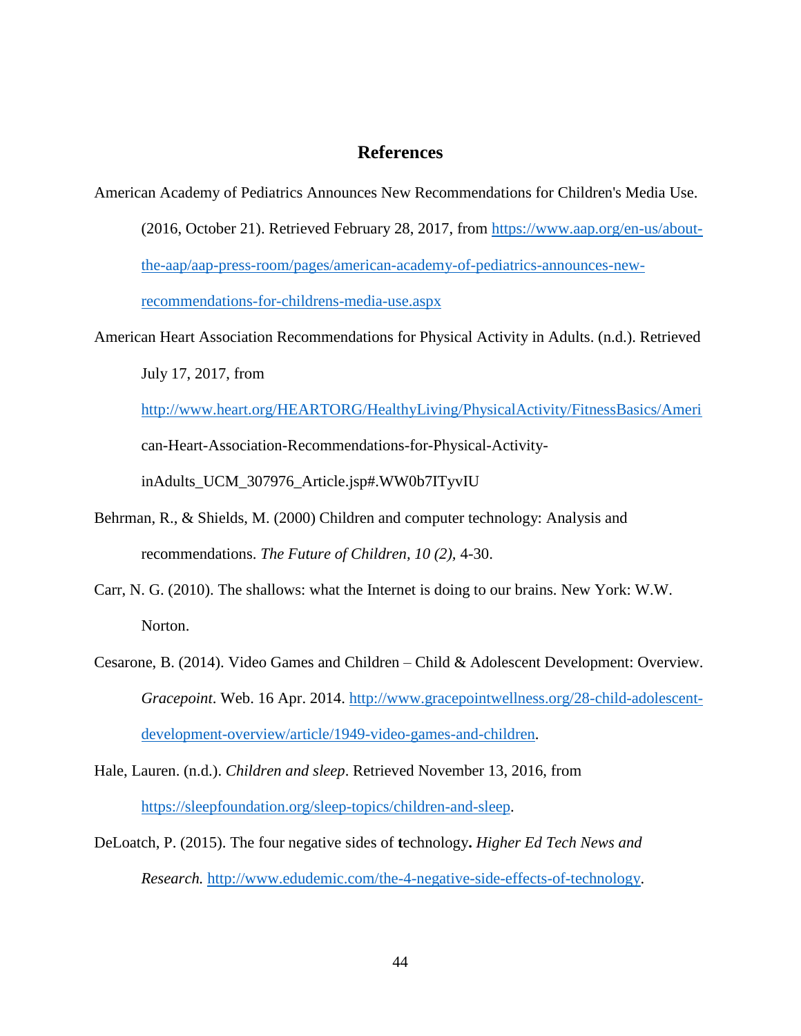## References

American Academy of Pediatrics Announces New Recommendations for Children's Media Use. (2016, October 21). Retrieved February 28, 2017, from https://www.aap.org/en-us/about-the-aap/aap-press-room/pages/american-academy-of-pediatrics-announces-new-recommendations-for-childrens-media-use.aspx

American Heart Association Recommendations for Physical Activity in Adults. (n.d.). Retrieved July 17, 2017, from http://www.heart.org/HEARTORG/HealthyLiving/PhysicalActivity/FitnessBasics/American-Heart-Association-Recommendations-for-Physical-Activity-inAdults_UCM_307976_Article.jsp#.WW0b7ITyvIU

Behrman, R., & Shields, M. (2000) Children and computer technology: Analysis and recommendations. *The Future of Children, 10 (2),* 4-30.

Carr, N. G. (2010). The shallows: what the Internet is doing to our brains. New York: W.W. Norton.

Cesarone, B. (2014). Video Games and Children – Child & Adolescent Development: Overview. *Gracepoint*. Web. 16 Apr. 2014. http://www.gracepointwellness.org/28-child-adolescent-development-overview/article/1949-video-games-and-children.

Hale, Lauren. (n.d.). *Children and sleep*. Retrieved November 13, 2016, from https://sleepfoundation.org/sleep-topics/children-and-sleep.

DeLoatch, P. (2015). The four negative sides of **t**echnology**.** *Higher Ed Tech News and Research.* http://www.edudemic.com/the-4-negative-side-effects-of-technology.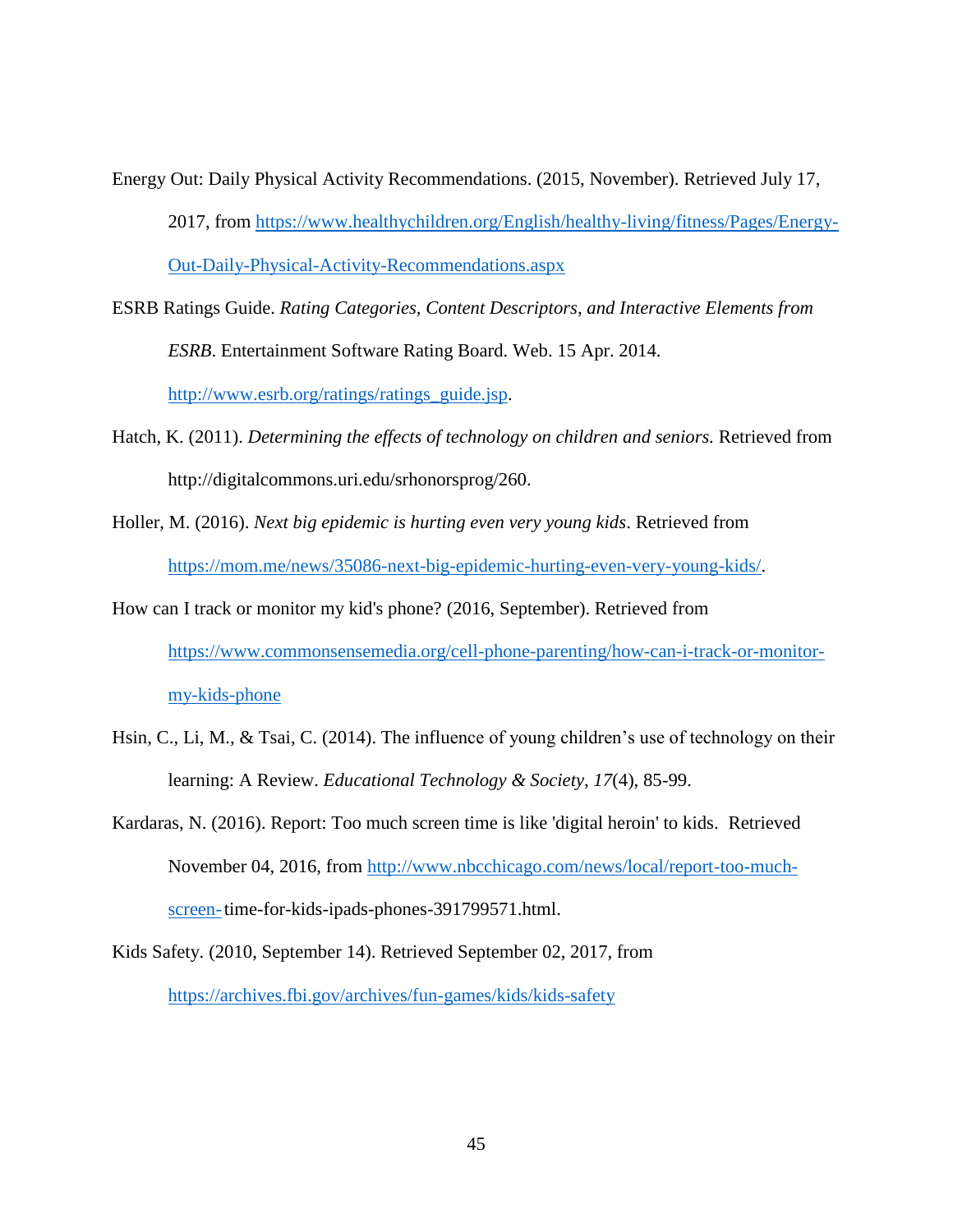Energy Out: Daily Physical Activity Recommendations. (2015, November). Retrieved July 17, 2017, from https://www.healthychildren.org/English/healthy-living/fitness/Pages/Energy-Out-Daily-Physical-Activity-Recommendations.aspx

ESRB Ratings Guide. *Rating Categories, Content Descriptors, and Interactive Elements from ESRB.* Entertainment Software Rating Board. Web. 15 Apr. 2014. http://www.esrb.org/ratings/ratings_guide.jsp.

Hatch, K. (2011). *Determining the effects of technology on children and seniors.* Retrieved from http://digitalcommons.uri.edu/srhonorsprog/260.

Holler, M. (2016). *Next big epidemic is hurting even very young kids*. Retrieved from https://mom.me/news/35086-next-big-epidemic-hurting-even-very-young-kids/.

How can I track or monitor my kid's phone? (2016, September). Retrieved from https://www.commonsensemedia.org/cell-phone-parenting/how-can-i-track-or-monitor-my-kids-phone

Hsin, C., Li, M., & Tsai, C. (2014). The influence of young children's use of technology on their learning: A Review. *Educational Technology & Society*, *17*(4), 85-99.

Kardaras, N. (2016). Report: Too much screen time is like 'digital heroin' to kids. Retrieved November 04, 2016, from http://www.nbcchicago.com/news/local/report-too-much-screen-time-for-kids-ipads-phones-391799571.html.

Kids Safety. (2010, September 14). Retrieved September 02, 2017, from https://archives.fbi.gov/archives/fun-games/kids/kids-safety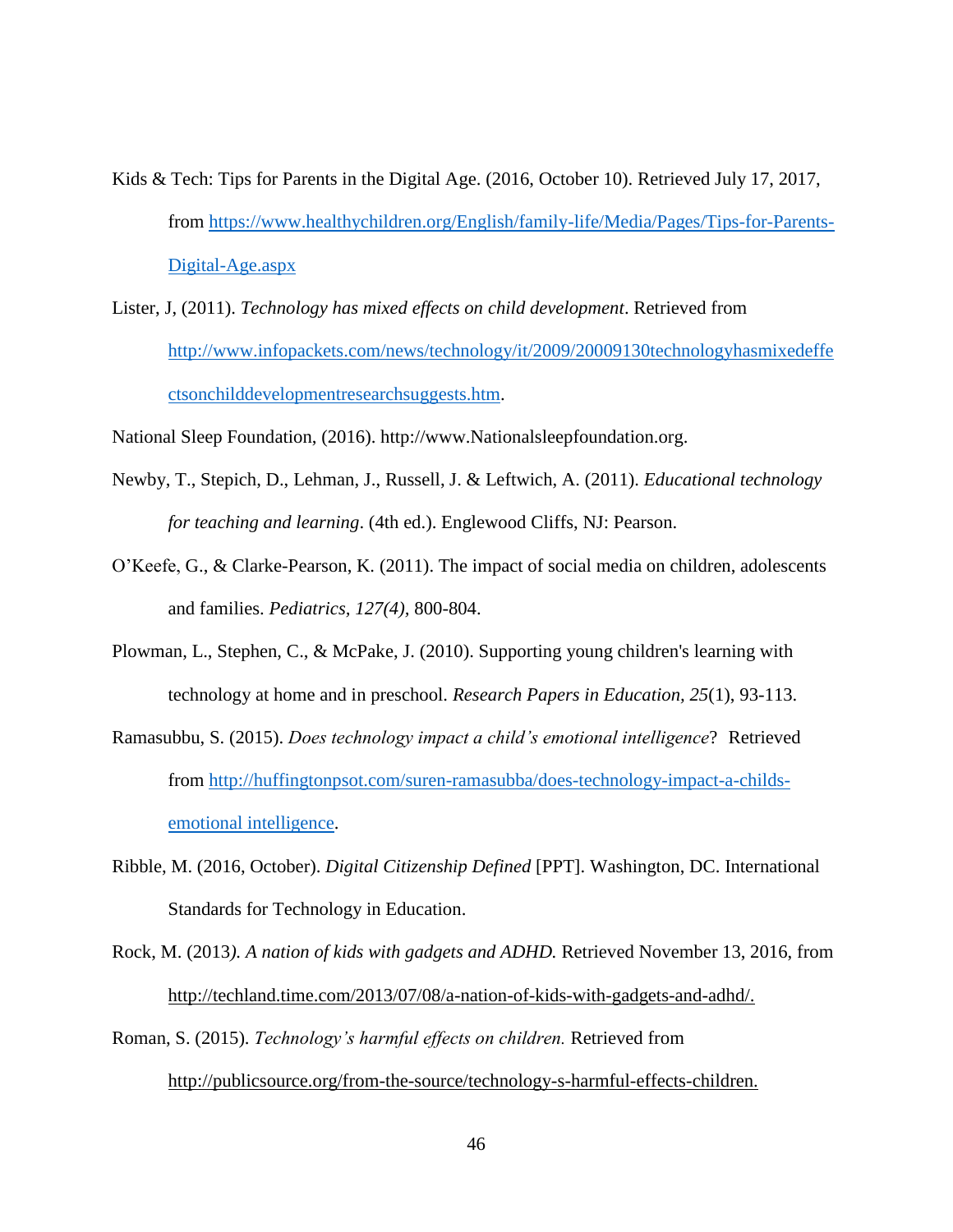Kids & Tech: Tips for Parents in the Digital Age. (2016, October 10). Retrieved July 17, 2017, from https://www.healthychildren.org/English/family-life/Media/Pages/Tips-for-Parents-Digital-Age.aspx

Lister, J, (2011). *Technology has mixed effects on child development*. Retrieved from http://www.infopackets.com/news/technology/it/2009/20009130technologyhasmixedeffectsonchilddevelopmentresearchsuggests.htm.

National Sleep Foundation, (2016). http://www.Nationalsleepfoundation.org.

Newby, T., Stepich, D., Lehman, J., Russell, J. & Leftwich, A. (2011). *Educational technology for teaching and learning*. (4th ed.). Englewood Cliffs, NJ: Pearson.

O'Keefe, G., & Clarke-Pearson, K. (2011). The impact of social media on children, adolescents and families. *Pediatrics, 127(4),* 800-804.

Plowman, L., Stephen, C., & McPake, J. (2010). Supporting young children's learning with technology at home and in preschool. *Research Papers in Education, 25*(1), 93-113.

Ramasubbu, S. (2015). *Does technology impact a child's emotional intelligence*? Retrieved from http://huffingtonpsot.com/suren-ramasubba/does-technology-impact-a-childs-emotional intelligence.

Ribble, M. (2016, October). *Digital Citizenship Defined* [PPT]. Washington, DC. International Standards for Technology in Education.

Rock, M. (2013*). A nation of kids with gadgets and ADHD.* Retrieved November 13, 2016, from http://techland.time.com/2013/07/08/a-nation-of-kids-with-gadgets-and-adhd/.

Roman, S. (2015). *Technology's harmful effects on children.* Retrieved from http://publicsource.org/from-the-source/technology-s-harmful-effects-children.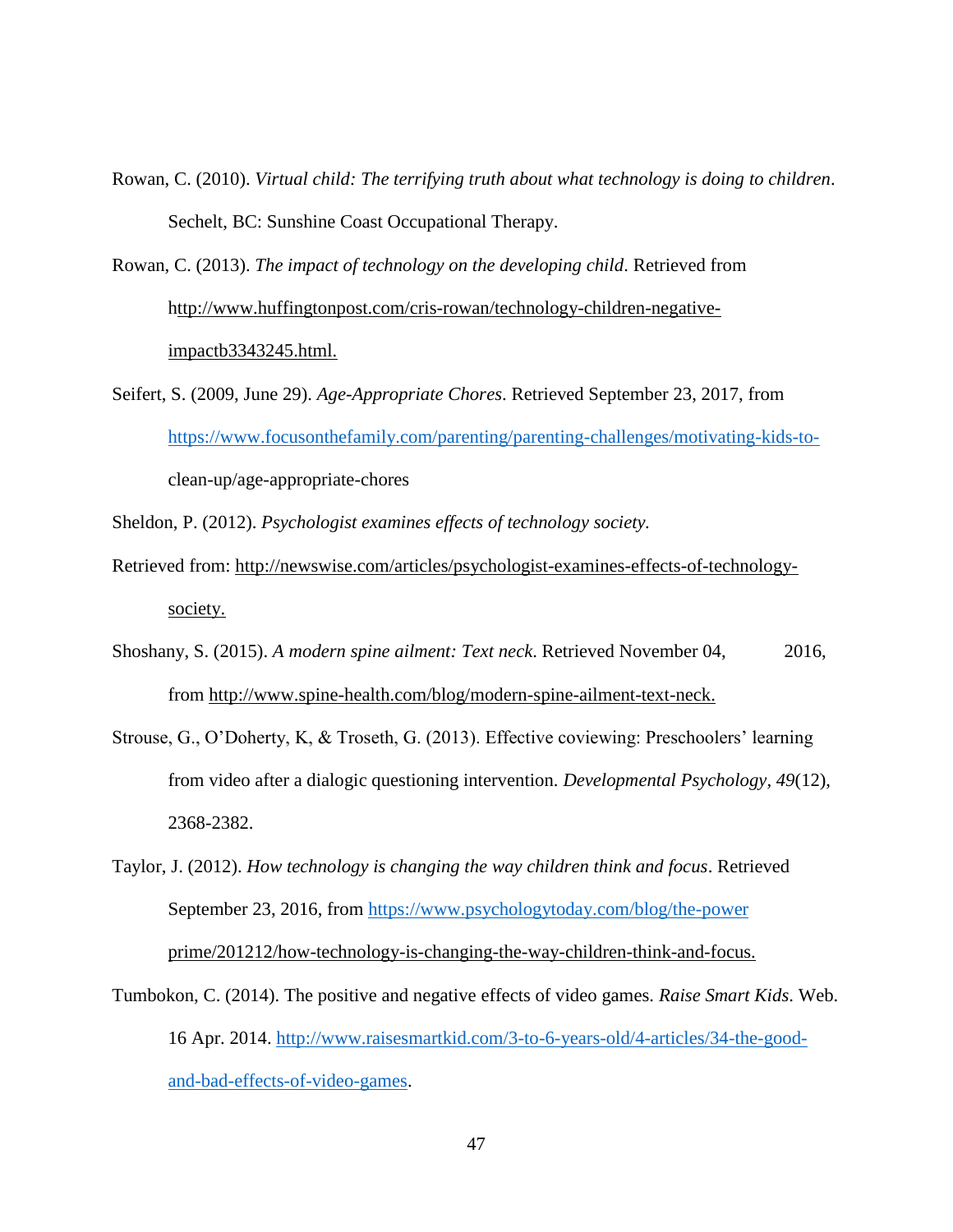Rowan, C. (2010). *Virtual child: The terrifying truth about what technology is doing to children*. Sechelt, BC: Sunshine Coast Occupational Therapy.

Rowan, C. (2013). *The impact of technology on the developing child*. Retrieved from http://www.huffingtonpost.com/cris-rowan/technology-children-negative-impactb3343245.html.

Seifert, S. (2009, June 29). *Age-Appropriate Chores*. Retrieved September 23, 2017, from https://www.focusonthefamily.com/parenting/parenting-challenges/motivating-kids-to-clean-up/age-appropriate-chores

Sheldon, P. (2012). *Psychologist examines effects of technology society.*

Retrieved from: http://newswise.com/articles/psychologist-examines-effects-of-technology-society.

Shoshany, S. (2015). *A modern spine ailment: Text neck*. Retrieved November 04, 2016, from http://www.spine-health.com/blog/modern-spine-ailment-text-neck.

Strouse, G., O'Doherty, K, & Troseth, G. (2013). Effective coviewing: Preschoolers' learning from video after a dialogic questioning intervention. *Developmental Psychology*, *49*(12), 2368-2382.

Taylor, J. (2012). *How technology is changing the way children think and focus*. Retrieved September 23, 2016, from https://www.psychologytoday.com/blog/the-power prime/201212/how-technology-is-changing-the-way-children-think-and-focus.

Tumbokon, C. (2014). The positive and negative effects of video games. *Raise Smart Kids*. Web. 16 Apr. 2014. http://www.raisesmartkid.com/3-to-6-years-old/4-articles/34-the-good-and-bad-effects-of-video-games.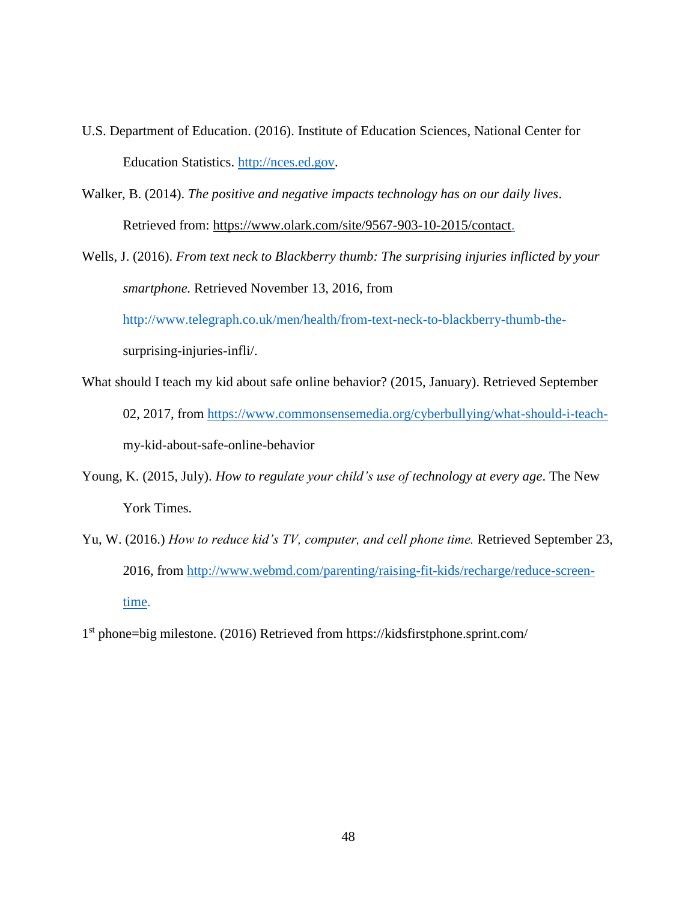U.S. Department of Education. (2016). Institute of Education Sciences, National Center for Education Statistics. http://nces.ed.gov.

Walker, B. (2014). *The positive and negative impacts technology has on our daily lives*. Retrieved from: https://www.olark.com/site/9567-903-10-2015/contact.

Wells, J. (2016). *From text neck to Blackberry thumb: The surprising injuries inflicted by your smartphone.* Retrieved November 13, 2016, from http://www.telegraph.co.uk/men/health/from-text-neck-to-blackberry-thumb-the-surprising-injuries-infli/.

What should I teach my kid about safe online behavior? (2015, January). Retrieved September 02, 2017, from https://www.commonsensemedia.org/cyberbullying/what-should-i-teach-my-kid-about-safe-online-behavior

Young, K. (2015, July). *How to regulate your child's use of technology at every age*. The New York Times.

Yu, W. (2016.) *How to reduce kid's TV, computer, and cell phone time.* Retrieved September 23, 2016, from http://www.webmd.com/parenting/raising-fit-kids/recharge/reduce-screen-time.

1st phone=big milestone. (2016) Retrieved from https://kidsfirstphone.sprint.com/